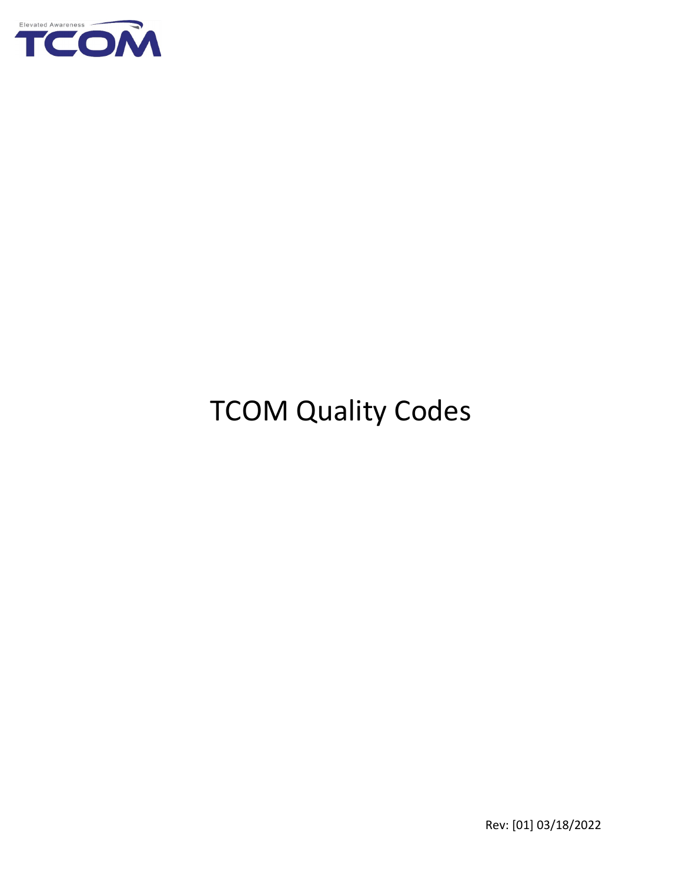Elevated Awareness

TCOM

# TCOM Quality Codes

Rev: [01] 03/18/2022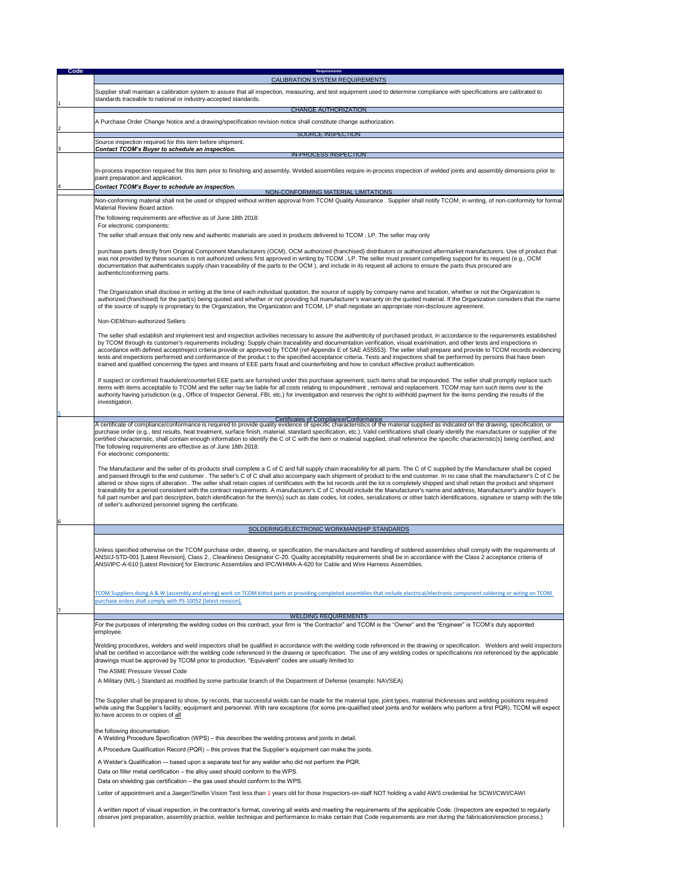| Code | Requirements |
| --- | --- |
| | **CALIBRATION SYSTEM REQUIREMENTS** |
| 1 | Supplier shall maintain a calibration system to assure that all inspection, measuring, and test equipment used to determine compliance with specifications are calibrated to standards traceable to national or industry-accepted standards. |
| | **CHANGE AUTHORIZATION** |
| 2 | A Purchase Order Change Notice and a drawing/specification revision notice shall constitute change authorization. |
| | **SOURCE INSPECTION** |
| 3 | Source inspection required for this item before shipment.<br>***Contact TCOM's Buyer to schedule an inspection.*** |
| | **IN-PROCESS INSPECTION** |
| 4 | In-process inspection required for this item prior to finishing and assembly. Welded assemblies require in-process inspection of welded joints and assembly dimensions prior to paint preparation and application.<br>***Contact TCOM's Buyer to schedule an inspection.*** |
| | **NON-CONFORMING MATERIAL LIMITATIONS** |
| 5 | Non-conforming material shall not be used or shipped without written approval from TCOM Quality Assurance . Supplier shall notify TCOM, in writing, of non-conformity for formal Material Review Board action.<br><br>The following requirements are effective as of June 18th 2018:<br>For electronic components:<br><br>The seller shall ensure that only new and authentic materials are used in products delivered to TCOM , LP. The seller may only<br><br>purchase parts directly from Original Component Manufacturers (OCM), OCM authorized (franchised) distributors or authorized aftermarket manufacturers. Use of product that was not provided by these sources is not authorized unless first approved in writing by TCOM , LP. The seller must present compelling support for its request (e.g., OCM documentation that authenticates supply chain traceability of the parts to the OCM ), and include in its request all actions to ensure the parts thus procured are authentic/conforming parts.<br><br>The Organization shall disclose in writing at the time of each individual quotation, the source of supply by company name and location, whether or not the Organization is authorized (franchised) for the part(s) being quoted and whether or not providing full manufacturer's warranty on the quoted material. If the Organization considers that the name of the source of supply is proprietary to the Organization, the Organization and TCOM, LP shall negotiate an appropriate non-disclosure agreement.<br><br>Non-OEM/non-authorized Sellers:<br><br>The seller shall establish and implement test and inspection activities necessary to assure the authenticity of purchased product, in accordance to the requirements established by TCOM through its customer's requirements including: Supply chain traceability and documentation verification, visual examination, and other tests and inspections in accordance with defined accept/reject criteria provide or approved by TCOM (ref Appendix E of SAE AS5553). The seller shall prepare and provide to TCOM records evidencing tests and inspections performed and conformance of the produc t to the specified acceptance criteria. Tests and inspections shall be performed by persons that have been trained and qualified concerning the types and means of EEE parts fraud and counterfeiting and how to conduct effective product authentication.<br><br>If suspect or confirmed fraudulent/counterfeit EEE parts are furnished under this purchase agreement, such items shall be impounded. The seller shall promptly replace such items with items acceptable to TCOM and the seller nay be liable for all costs relating to impoundment , removal and replacement. TCOM may turn such items over to the authority having jurisdiction (e.g., Office of Inspector General, FBI, etc.) for investigation and reserves the right to withhold payment for the items pending the results of the investigation. |
| | **Certificates of Compliance/Conformance** |
| 6 | A certificate of compliance/conformance is required to provide quality evidence of specific characteristics of the material supplied as indicated on the drawing, specification, or purchase order (e.g., test results, heat treatment, surface finish, material, standard specification, etc.). Valid certifications shall clearly identify the manufacturer or supplier of the certified characteristic, shall contain enough information to identify the C of C with the item or material supplied, shall reference the specific characteristic(s) being certified, and<br>The following requirements are effective as of June 18th 2018:<br>For electronic components:<br><br>The Manufacturer and the seller of its products shall complete a C of C and full supply chain traceability for all parts. The C of C supplied by the Manufacturer shall be copied and passed through to the end customer . The seller's C of C shall also accompany each shipment of product to the end customer. In no case shall the manufacturer's C of C be altered or show signs of alteration . The seller shall retain copies of certificates with the lot records until the lot is completely shipped and shall retain the product and shipment traceability for a period consistent with the contract requirements. A manufacturer's C of C should include the Manufacturer's name and address, Manufacturer's and/or buyer's full part number and part description, batch identification for the item(s) such as date codes, lot codes, serializations or other batch identifications, signature or stamp with the title of seller's authorized personnel signing the certificate. |
| | **SOLDERING/ELECTRONIC WORKMANSHIP STANDARDS** |
| 7 | Unless specified otherwise on the TCOM purchase order, drawing, or specification, the manufacture and handling of soldered assemblies shall comply with the requirements of ANSI/J-STD-001 [Latest Revision], Class 2., Cleanliness Designator C-20. Quality acceptability requirements shall be in accordance with the Class 2 acceptance criteria of ANSI/IPC-A-610 [Latest Revision] for Electronic Assemblies and IPC/WHMA-A-620 for Cable and Wire Harness Assemblies.<br><br>TCOM Suppliers doing A & W (assembly and wiring) work on TCOM kitted parts or providing completed assemblies that include electrical/electronic component soldering or wiring on TCOM purchase orders shall comply with PS-10052 [latest revision]. |
| | **WELDING REQUIREMENTS** |
| | For the purposes of interpreting the welding codes on this contract, your firm is "the Contractor" and TCOM is the "Owner" and the "Engineer" is TCOM's duly appointed employee.<br><br>Welding procedures, welders and weld inspectors shall be qualified in accordance with the welding code referenced in the drawing or specification. Welders and weld inspectors shall be certified in accordance with the welding code referenced in the drawing or specification. The use of any welding codes or specifications not referenced by the applicable drawings must be approved by TCOM prior to production. "Equivalent" codes are usually limited to:<br><br>The ASME Pressure Vessel Code<br><br>A Military (MIL-) Standard as modified by some particular branch of the Department of Defense (example: NAVSEA)<br><br>The Supplier shall be prepared to show, by records, that successful welds can be made for the material type, joint types, material thicknesses and welding positions required while using the Supplier's facility, equipment and personnel. With rare exceptions (for some pre-qualified steel joints and for welders who perform a first PQR), TCOM will expect to have access to or copies of <u>all</u><br><br>the following documentation:<br>A Welding Procedure Specification (WPS) – this describes the welding process and joints in detail.<br><br>A Procedure Qualification Record (PQR) – this proves that the Supplier's equipment can make the joints.<br><br>A Welder's Qualification –- based upon a separate test for any welder who did not perform the PQR.<br><br>Data on filler metal certification – the alloy used should conform to the WPS.<br><br>Data on shielding gas certification – the gas used should conform to the WPS.<br><br>Letter of appointment and a Jaeger/Snellin Vision Test less than 1 years old for those Inspectors-on-staff NOT holding a valid AWS credential for SCWI/CWI/CAWI<br><br>A written report of visual inspection, in the contractor's format, covering all welds and meeting the requirements of the applicable Code. (Inspectors are expected to regularly observe joint preparation, assembly practice, welder technique and performance to make certain that Code requirements are met during the fabrication/erection process.) |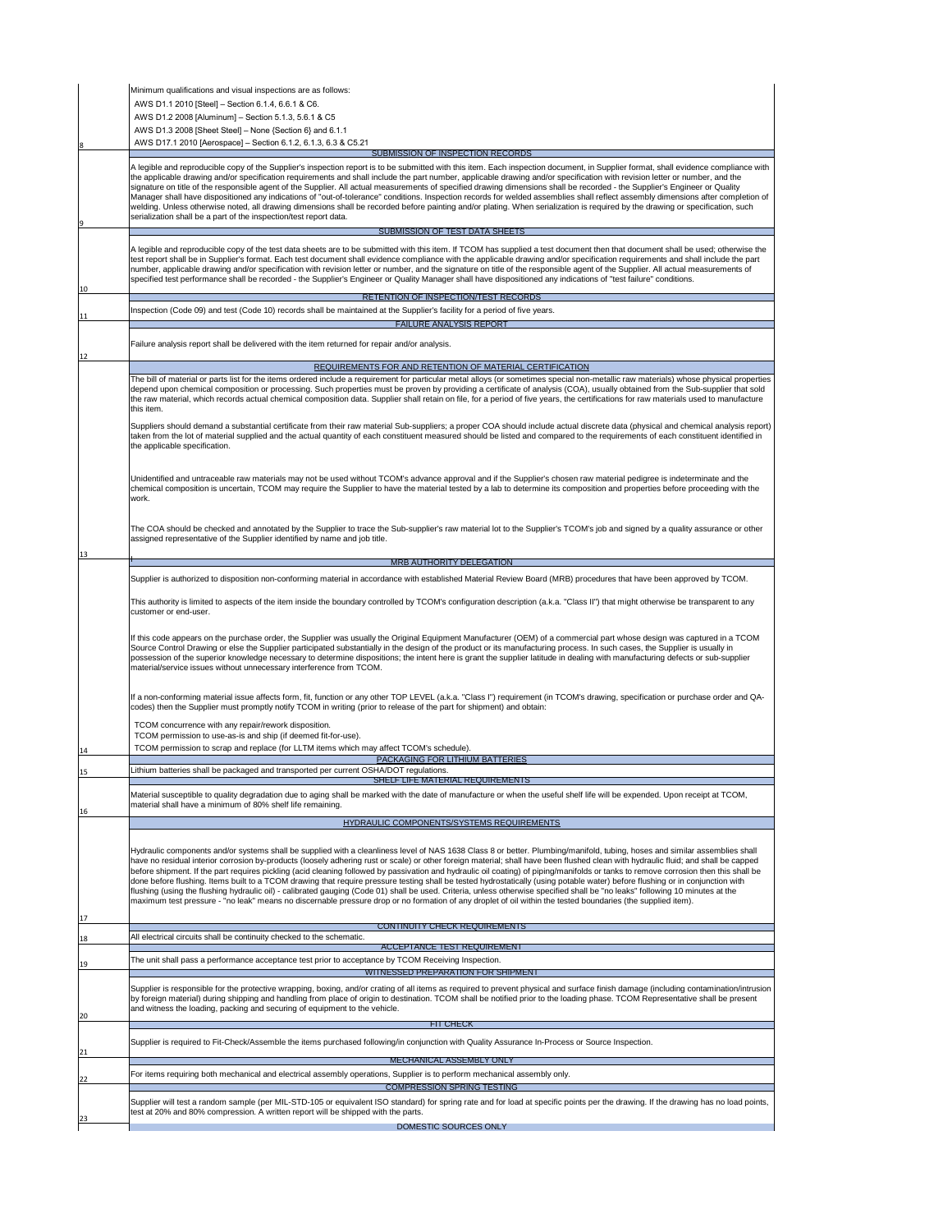Minimum qualifications and visual inspections are as follows:

AWS D1.1 2010 [Steel] – Section 6.1.4, 6.6.1 & C6.

AWS D1.2 2008 [Aluminum] – Section 5.1.3, 5.6.1 & C5

AWS D1.3 2008 [Sheet Steel] – None {Section 6} and 6.1.1

AWS D17.1 2010 [Aerospace] – Section 6.1.2, 6.1.3, 6.3 & C5.21

## 9 SUBMISSION OF INSPECTION RECORDS

A legible and reproducible copy of the Supplier's inspection report is to be submitted with this item. Each inspection document, in Supplier format, shall evidence compliance with the applicable drawing and/or specification requirements and shall include the part number, applicable drawing and/or specification with revision letter or number, and the signature on title of the responsible agent of the Supplier. All actual measurements of specified drawing dimensions shall be recorded - the Supplier's Engineer or Quality Manager shall have dispositioned any indications of "out-of-tolerance" conditions. Inspection records for welded assemblies shall reflect assembly dimensions after completion of welding. Unless otherwise noted, all drawing dimensions shall be recorded before painting and/or plating. When serialization is required by the drawing or specification, such serialization shall be a part of the inspection/test report data.

## 10 SUBMISSION OF TEST DATA SHEETS

A legible and reproducible copy of the test data sheets are to be submitted with this item. If TCOM has supplied a test document then that document shall be used; otherwise the test report shall be in Supplier's format. Each test document shall evidence compliance with the applicable drawing and/or specification requirements and shall include the part number, applicable drawing and/or specification with revision letter or number, and the signature on title of the responsible agent of the Supplier. All actual measurements of specified test performance shall be recorded - the Supplier's Engineer or Quality Manager shall have dispositioned any indications of "test failure" conditions.

## 11 RETENTION OF INSPECTION/TEST RECORDS

Inspection (Code 09) and test (Code 10) records shall be maintained at the Supplier's facility for a period of five years.

## 12 FAILURE ANALYSIS REPORT

Failure analysis report shall be delivered with the item returned for repair and/or analysis.

## 13 REQUIREMENTS FOR AND RETENTION OF MATERIAL CERTIFICATION

The bill of material or parts list for the items ordered include a requirement for particular metal alloys (or sometimes special non-metallic raw materials) whose physical properties depend upon chemical composition or processing. Such properties must be proven by providing a certificate of analysis (COA), usually obtained from the Sub-supplier that sold the raw material, which records actual chemical composition data. Supplier shall retain on file, for a period of five years, the certifications for raw materials used to manufacture this item.

Suppliers should demand a substantial certificate from their raw material Sub-suppliers; a proper COA should include actual discrete data (physical and chemical analysis report) taken from the lot of material supplied and the actual quantity of each constituent measured should be listed and compared to the requirements of each constituent identified in the applicable specification.

Unidentified and untraceable raw materials may not be used without TCOM's advance approval and if the Supplier's chosen raw material pedigree is indeterminate and the chemical composition is uncertain, TCOM may require the Supplier to have the material tested by a lab to determine its composition and properties before proceeding with the work.

The COA should be checked and annotated by the Supplier to trace the Sub-supplier's raw material lot to the Supplier's TCOM's job and signed by a quality assurance or other assigned representative of the Supplier identified by name and job title.

## 14 MRB AUTHORITY DELEGATION

Supplier is authorized to disposition non-conforming material in accordance with established Material Review Board (MRB) procedures that have been approved by TCOM.

This authority is limited to aspects of the item inside the boundary controlled by TCOM's configuration description (a.k.a. "Class II") that might otherwise be transparent to any customer or end-user.

If this code appears on the purchase order, the Supplier was usually the Original Equipment Manufacturer (OEM) of a commercial part whose design was captured in a TCOM Source Control Drawing or else the Supplier participated substantially in the design of the product or its manufacturing process. In such cases, the Supplier is usually in possession of the superior knowledge necessary to determine dispositions; the intent here is grant the supplier latitude in dealing with manufacturing defects or sub-supplier material/service issues without unnecessary interference from TCOM.

If a non-conforming material issue affects form, fit, function or any other TOP LEVEL (a.k.a. "Class I") requirement (in TCOM's drawing, specification or purchase order and QA-codes) then the Supplier must promptly notify TCOM in writing (prior to release of the part for shipment) and obtain:

TCOM concurrence with any repair/rework disposition.

TCOM permission to use-as-is and ship (if deemed fit-for-use).

TCOM permission to scrap and replace (for LLTM items which may affect TCOM's schedule).

## 15 PACKAGING FOR LITHIUM BATTERIES

Lithium batteries shall be packaged and transported per current OSHA/DOT regulations.

## 16 SHELF LIFE MATERIAL REQUIREMENTS

Material susceptible to quality degradation due to aging shall be marked with the date of manufacture or when the useful shelf life will be expended. Upon receipt at TCOM, material shall have a minimum of 80% shelf life remaining.

## 17 HYDRAULIC COMPONENTS/SYSTEMS REQUIREMENTS

Hydraulic components and/or systems shall be supplied with a cleanliness level of NAS 1638 Class 8 or better. Plumbing/manifold, tubing, hoses and similar assemblies shall have no residual interior corrosion by-products (loosely adhering rust or scale) or other foreign material; shall have been flushed clean with hydraulic fluid; and shall be capped before shipment. If the part requires pickling (acid cleaning followed by passivation and hydraulic oil coating) of piping/manifolds or tanks to remove corrosion then this shall be done before flushing. Items built to a TCOM drawing that require pressure testing shall be tested hydrostatically (using potable water) before flushing or in conjunction with flushing (using the flushing hydraulic oil) - calibrated gauging (Code 01) shall be used. Criteria, unless otherwise specified shall be "no leaks" following 10 minutes at the maximum test pressure - "no leak" means no discernable pressure drop or no formation of any droplet of oil within the tested boundaries (the supplied item).

## 18 CONTINUITY CHECK REQUIREMENTS

All electrical circuits shall be continuity checked to the schematic.

## 19 ACCEPTANCE TEST REQUIREMENT

The unit shall pass a performance acceptance test prior to acceptance by TCOM Receiving Inspection.

## 20 WITNESSED PREPARATION FOR SHIPMENT

Supplier is responsible for the protective wrapping, boxing, and/or crating of all items as required to prevent physical and surface finish damage (including contamination/intrusion by foreign material) during shipping and handling from place of origin to destination. TCOM shall be notified prior to the loading phase. TCOM Representative shall be present and witness the loading, packing and securing of equipment to the vehicle.

## 21 FIT CHECK

Supplier is required to Fit-Check/Assemble the items purchased following/in conjunction with Quality Assurance In-Process or Source Inspection.

## 22 MECHANICAL ASSEMBLY ONLY

For items requiring both mechanical and electrical assembly operations, Supplier is to perform mechanical assembly only.

## 23 COMPRESSION SPRING TESTING

Supplier will test a random sample (per MIL-STD-105 or equivalent ISO standard) for spring rate and for load at specific points per the drawing. If the drawing has no load points, test at 20% and 80% compression. A written report will be shipped with the parts.

## DOMESTIC SOURCES ONLY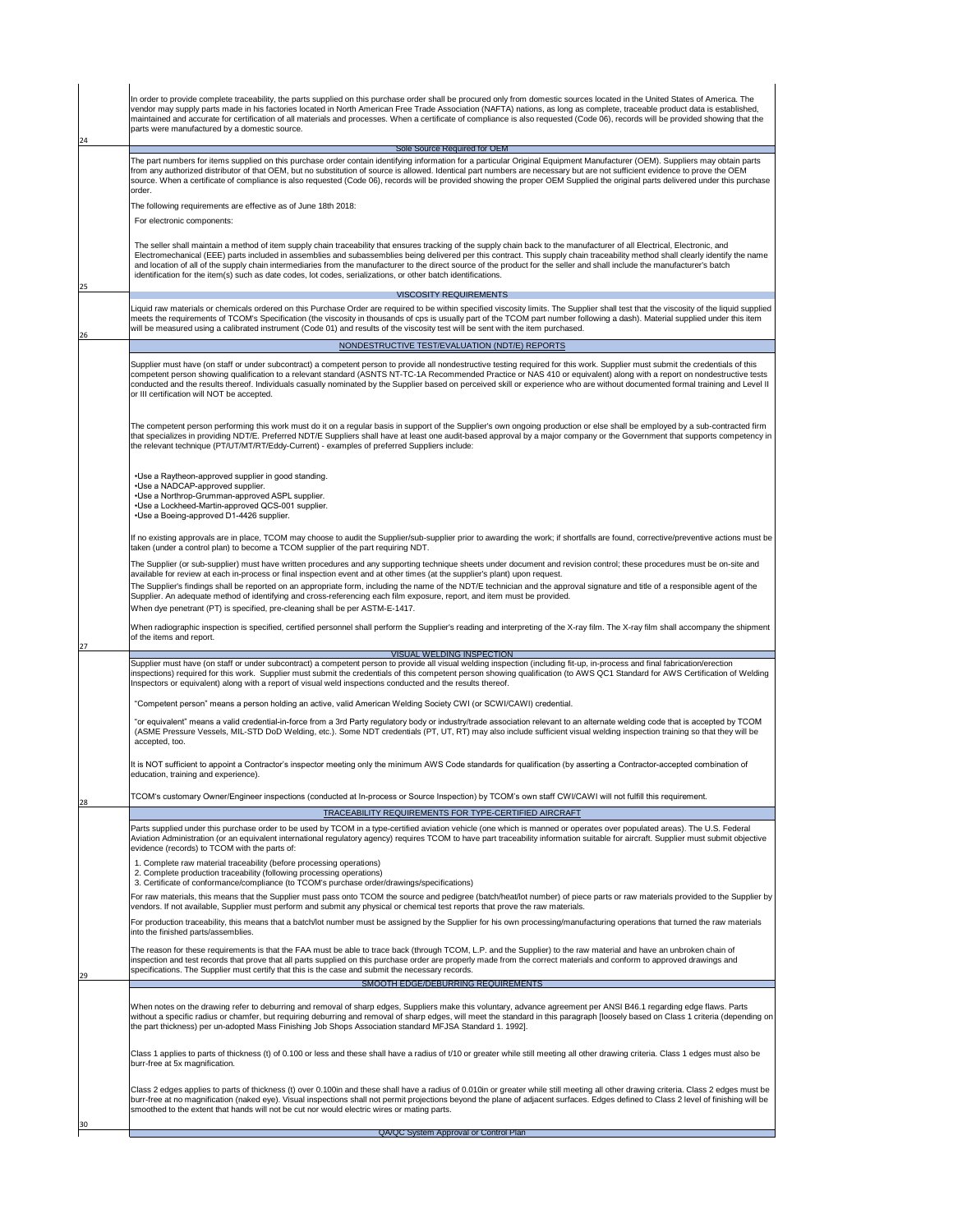In order to provide complete traceability, the parts supplied on this purchase order shall be procured only from domestic sources located in the United States of America. The vendor may supply parts made in his factories located in North American Free Trade Association (NAFTA) nations, as long as complete, traceable product data is established, maintained and accurate for certification of all materials and processes. When a certificate of compliance is also requested (Code 06), records will be provided showing that the parts were manufactured by a domestic source.

24

## Sole Source Required for OEM

The part numbers for items supplied on this purchase order contain identifying information for a particular Original Equipment Manufacturer (OEM). Suppliers may obtain parts from any authorized distributor of that OEM, but no substitution of source is allowed. Identical part numbers are necessary but are not sufficient evidence to prove the OEM source. When a certificate of compliance is also requested (Code 06), records will be provided showing the proper OEM Supplied the original parts delivered under this purchase order.

The following requirements are effective as of June 18th 2018:

For electronic components:

The seller shall maintain a method of item supply chain traceability that ensures tracking of the supply chain back to the manufacturer of all Electrical, Electronic, and Electromechanical (EEE) parts included in assemblies and subassemblies being delivered per this contract. This supply chain traceability method shall clearly identify the name and location of all of the supply chain intermediaries from the manufacturer to the direct source of the product for the seller and shall include the manufacturer's batch identification for the item(s) such as date codes, lot codes, serializations, or other batch identifications.

25

## VISCOSITY REQUIREMENTS

Liquid raw materials or chemicals ordered on this Purchase Order are required to be within specified viscosity limits. The Supplier shall test that the viscosity of the liquid supplied meets the requirements of TCOM's Specification (the viscosity in thousands of cps is usually part of the TCOM part number following a dash). Material supplied under this item will be measured using a calibrated instrument (Code 01) and results of the viscosity test will be sent with the item purchased.

26

## NONDESTRUCTIVE TEST/EVALUATION (NDT/E) REPORTS

Supplier must have (on staff or under subcontract) a competent person to provide all nondestructive testing required for this work. Supplier must submit the credentials of this competent person showing qualification to a relevant standard (ASNTS NT-TC-1A Recommended Practice or NAS 410 or equivalent) along with a report on nondestructive tests conducted and the results thereof. Individuals casually nominated by the Supplier based on perceived skill or experience who are without documented formal training and Level II or III certification will NOT be accepted.

The competent person performing this work must do it on a regular basis in support of the Supplier's own ongoing production or else shall be employed by a sub-contracted firm that specializes in providing NDT/E. Preferred NDT/E Suppliers shall have at least one audit-based approval by a major company or the Government that supports competency in the relevant technique (PT/UT/MT/RT/Eddy-Current) - examples of preferred Suppliers include:

- Use a Raytheon-approved supplier in good standing.
- Use a NADCAP-approved supplier.
- Use a Northrop-Grumman-approved ASPL supplier.
- Use a Lockheed-Martin-approved QCS-001 supplier.
- Use a Boeing-approved D1-4426 supplier.

If no existing approvals are in place, TCOM may choose to audit the Supplier/sub-supplier prior to awarding the work; if shortfalls are found, corrective/preventive actions must be taken (under a control plan) to become a TCOM supplier of the part requiring NDT.

The Supplier (or sub-supplier) must have written procedures and any supporting technique sheets under document and revision control; these procedures must be on-site and available for review at each in-process or final inspection event and at other times (at the supplier's plant) upon request.

The Supplier's findings shall be reported on an appropriate form, including the name of the NDT/E technician and the approval signature and title of a responsible agent of the Supplier. An adequate method of identifying and cross-referencing each film exposure, report, and item must be provided.

When dye penetrant (PT) is specified, pre-cleaning shall be per ASTM-E-1417.

When radiographic inspection is specified, certified personnel shall perform the Supplier's reading and interpreting of the X-ray film. The X-ray film shall accompany the shipment of the items and report.

27

## VISUAL WELDING INSPECTION

Supplier must have (on staff or under subcontract) a competent person to provide all visual welding inspection (including fit-up, in-process and final fabrication/erection inspections) required for this work. Supplier must submit the credentials of this competent person showing qualification (to AWS QC1 Standard for AWS Certification of Welding Inspectors or equivalent) along with a report of visual weld inspections conducted and the results thereof.

"Competent person" means a person holding an active, valid American Welding Society CWI (or SCWI/CAWI) credential.

"or equivalent" means a valid credential-in-force from a 3rd Party regulatory body or industry/trade association relevant to an alternate welding code that is accepted by TCOM (ASME Pressure Vessels, MIL-STD DoD Welding, etc.). Some NDT credentials (PT, UT, RT) may also include sufficient visual welding inspection training so that they will be accepted, too.

It is NOT sufficient to appoint a Contractor's inspector meeting only the minimum AWS Code standards for qualification (by asserting a Contractor-accepted combination of education, training and experience).

TCOM's customary Owner/Engineer inspections (conducted at In-process or Source Inspection) by TCOM's own staff CWI/CAWI will not fulfill this requirement.

28

## TRACEABILITY REQUIREMENTS FOR TYPE-CERTIFIED AIRCRAFT

Parts supplied under this purchase order to be used by TCOM in a type-certified aviation vehicle (one which is manned or operates over populated areas). The U.S. Federal Aviation Administration (or an equivalent international regulatory agency) requires TCOM to have part traceability information suitable for aircraft. Supplier must submit objective evidence (records) to TCOM with the parts of:

1. Complete raw material traceability (before processing operations)
2. Complete production traceability (following processing operations)
3. Certificate of conformance/compliance (to TCOM's purchase order/drawings/specifications)

For raw materials, this means that the Supplier must pass onto TCOM the source and pedigree (batch/heat/lot number) of piece parts or raw materials provided to the Supplier by vendors. If not available, Supplier must perform and submit any physical or chemical test reports that prove the raw materials.

For production traceability, this means that a batch/lot number must be assigned by the Supplier for his own processing/manufacturing operations that turned the raw materials into the finished parts/assemblies.

The reason for these requirements is that the FAA must be able to trace back (through TCOM, L.P. and the Supplier) to the raw material and have an unbroken chain of inspection and test records that prove that all parts supplied on this purchase order are properly made from the correct materials and conform to approved drawings and specifications. The Supplier must certify that this is the case and submit the necessary records.

29

## SMOOTH EDGE/DEBURRING REQUIREMENTS

When notes on the drawing refer to deburring and removal of sharp edges, Suppliers make this voluntary, advance agreement per ANSI B46.1 regarding edge flaws. Parts without a specific radius or chamfer, but requiring deburring and removal of sharp edges, will meet the standard in this paragraph [loosely based on Class 1 criteria (depending on the part thickness) per un-adopted Mass Finishing Job Shops Association standard MFJSA Standard 1. 1992].

Class 1 applies to parts of thickness (t) of 0.100 or less and these shall have a radius of t/10 or greater while still meeting all other drawing criteria. Class 1 edges must also be burr-free at 5x magnification.

Class 2 edges applies to parts of thickness (t) over 0.100in and these shall have a radius of 0.010in or greater while still meeting all other drawing criteria. Class 2 edges must be burr-free at no magnification (naked eye). Visual inspections shall not permit projections beyond the plane of adjacent surfaces. Edges defined to Class 2 level of finishing will be smoothed to the extent that hands will not be cut nor would electric wires or mating parts.

30

## QA/QC System Approval or Control Plan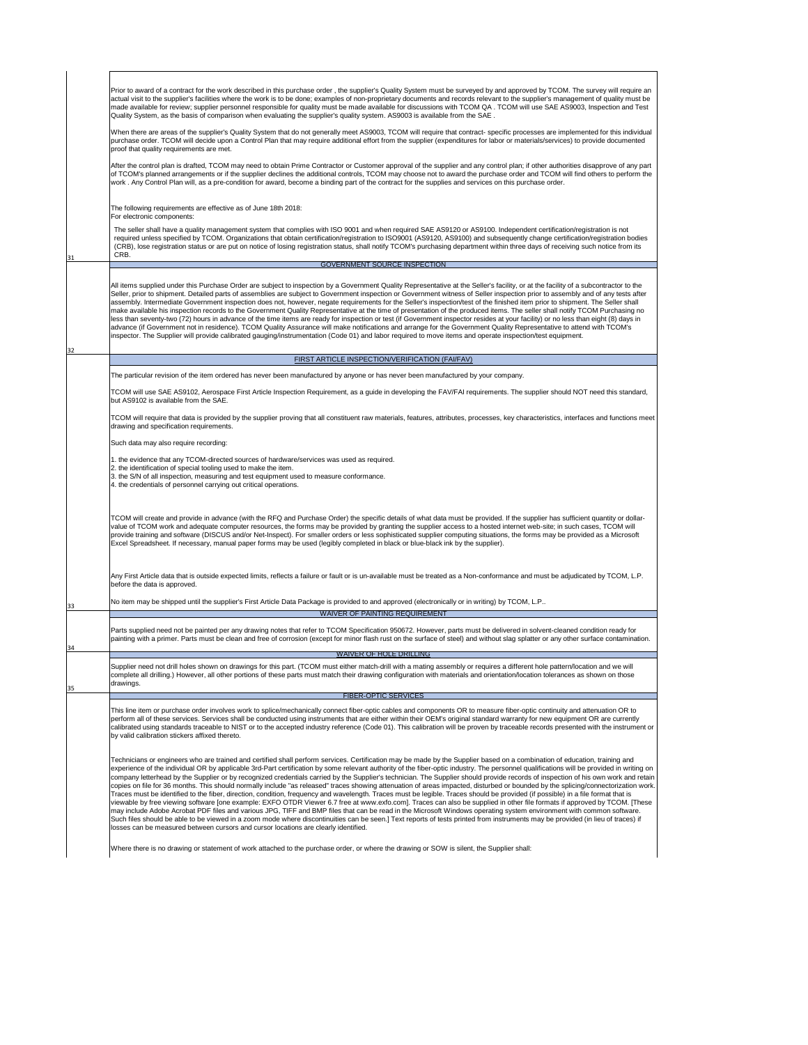Prior to award of a contract for the work described in this purchase order , the supplier's Quality System must be surveyed by and approved by TCOM. The survey will require an actual visit to the supplier's facilities where the work is to be done; examples of non-proprietary documents and records relevant to the supplier's management of quality must be made available for review; supplier personnel responsible for quality must be made available for discussions with TCOM QA . TCOM will use SAE AS9003, Inspection and Test Quality System, as the basis of comparison when evaluating the supplier's quality system. AS9003 is available from the SAE .

When there are areas of the supplier's Quality System that do not generally meet AS9003, TCOM will require that contract- specific processes are implemented for this individual purchase order. TCOM will decide upon a Control Plan that may require additional effort from the supplier (expenditures for labor or materials/services) to provide documented proof that quality requirements are met.

After the control plan is drafted, TCOM may need to obtain Prime Contractor or Customer approval of the supplier and any control plan; if other authorities disapprove of any part of TCOM's planned arrangements or if the supplier declines the additional controls, TCOM may choose not to award the purchase order and TCOM will find others to perform the work . Any Control Plan will, as a pre-condition for award, become a binding part of the contract for the supplies and services on this purchase order.

The following requirements are effective as of June 18th 2018:
For electronic components:

The seller shall have a quality management system that complies with ISO 9001 and when required SAE AS9120 or AS9100. Independent certification/registration is not required unless specified by TCOM. Organizations that obtain certification/registration to ISO9001 (AS9120, AS9100) and subsequently change certification/registration bodies (CRB), lose registration status or are put on notice of losing registration status, shall notify TCOM's purchasing department within three days of receiving such notice from its CRB.

31

## GOVERNMENT SOURCE INSPECTION

All items supplied under this Purchase Order are subject to inspection by a Government Quality Representative at the Seller's facility, or at the facility of a subcontractor to the Seller, prior to shipment. Detailed parts of assemblies are subject to Government inspection or Government witness of Seller inspection prior to assembly and of any tests after assembly. Intermediate Government inspection does not, however, negate requirements for the Seller's inspection/test of the finished item prior to shipment. The Seller shall make available his inspection records to the Government Quality Representative at the time of presentation of the produced items. The seller shall notify TCOM Purchasing no less than seventy-two (72) hours in advance of the time items are ready for inspection or test (if Government inspector resides at your facility) or no less than eight (8) days in advance (if Government not in residence). TCOM Quality Assurance will make notifications and arrange for the Government Quality Representative to attend with TCOM's inspector. The Supplier will provide calibrated gauging/instrumentation (Code 01) and labor required to move items and operate inspection/test equipment.

32

## FIRST ARTICLE INSPECTION/VERIFICATION (FAI/FAV)

The particular revision of the item ordered has never been manufactured by anyone or has never been manufactured by your company.

TCOM will use SAE AS9102, Aerospace First Article Inspection Requirement, as a guide in developing the FAV/FAI requirements. The supplier should NOT need this standard, but AS9102 is available from the SAE.

TCOM will require that data is provided by the supplier proving that all constituent raw materials, features, attributes, processes, key characteristics, interfaces and functions meet drawing and specification requirements.

Such data may also require recording:

1. the evidence that any TCOM-directed sources of hardware/services was used as required.
2. the identification of special tooling used to make the item.
3. the S/N of all inspection, measuring and test equipment used to measure conformance.
4. the credentials of personnel carrying out critical operations.

TCOM will create and provide in advance (with the RFQ and Purchase Order) the specific details of what data must be provided. If the supplier has sufficient quantity or dollar-value of TCOM work and adequate computer resources, the forms may be provided by granting the supplier access to a hosted internet web-site; in such cases, TCOM will provide training and software (DISCUS and/or Net-Inspect). For smaller orders or less sophisticated supplier computing situations, the forms may be provided as a Microsoft Excel Spreadsheet. If necessary, manual paper forms may be used (legibly completed in black or blue-black ink by the supplier).

Any First Article data that is outside expected limits, reflects a failure or fault or is un-available must be treated as a Non-conformance and must be adjudicated by TCOM, L.P. before the data is approved.

No item may be shipped until the supplier's First Article Data Package is provided to and approved (electronically or in writing) by TCOM, L.P..

33

## WAIVER OF PAINTING REQUIREMENT

Parts supplied need not be painted per any drawing notes that refer to TCOM Specification 950672. However, parts must be delivered in solvent-cleaned condition ready for painting with a primer. Parts must be clean and free of corrosion (except for minor flash rust on the surface of steel) and without slag splatter or any other surface contamination.

34

## WAIVER OF HOLE DRILLING

Supplier need not drill holes shown on drawings for this part. (TCOM must either match-drill with a mating assembly or requires a different hole pattern/location and we will complete all drilling.) However, all other portions of these parts must match their drawing configuration with materials and orientation/location tolerances as shown on those drawings.

35

## FIBER-OPTIC SERVICES

This line item or purchase order involves work to splice/mechanically connect fiber-optic cables and components OR to measure fiber-optic continuity and attenuation OR to perform all of these services. Services shall be conducted using instruments that are either within their OEM's original standard warranty for new equipment OR are currently calibrated using standards traceable to NIST or to the accepted industry reference (Code 01). This calibration will be proven by traceable records presented with the instrument or by valid calibration stickers affixed thereto.

Technicians or engineers who are trained and certified shall perform services. Certification may be made by the Supplier based on a combination of education, training and experience of the individual OR by applicable 3rd-Part certification by some relevant authority of the fiber-optic industry. The personnel qualifications will be provided in writing on company letterhead by the Supplier or by recognized credentials carried by the Supplier's technician. The Supplier should provide records of inspection of his own work and retain copies on file for 36 months. This should normally include "as released" traces showing attenuation of areas impacted, disturbed or bounded by the splicing/connectorization work. Traces must be identified to the fiber, direction, condition, frequency and wavelength. Traces must be legible. Traces should be provided (if possible) in a file format that is viewable by free viewing software [one example: EXFO OTDR Viewer 6.7 free at www.exfo.com]. Traces can also be supplied in other file formats if approved by TCOM. [These may include Adobe Acrobat PDF files and various JPG, TIFF and BMP files that can be read in the Microsoft Windows operating system environment with common software. Such files should be able to be viewed in a zoom mode where discontinuities can be seen.] Text reports of tests printed from instruments may be provided (in lieu of traces) if losses can be measured between cursors and cursor locations are clearly identified.

Where there is no drawing or statement of work attached to the purchase order, or where the drawing or SOW is silent, the Supplier shall: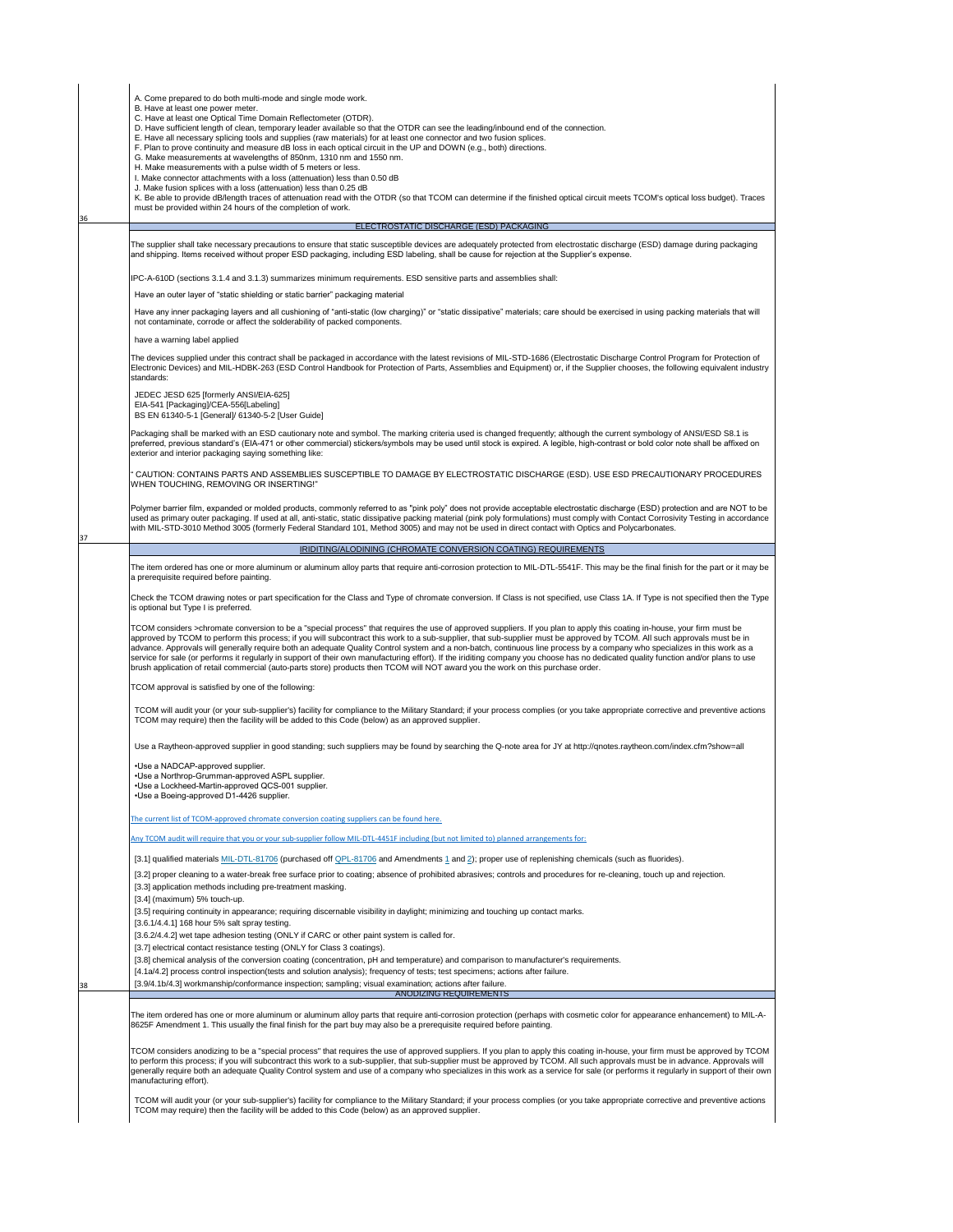A. Come prepared to do both multi-mode and single mode work.
B. Have at least one power meter.
C. Have at least one Optical Time Domain Reflectometer (OTDR).
D. Have sufficient length of clean, temporary leader available so that the OTDR can see the leading/inbound end of the connection.
E. Have all necessary splicing tools and supplies (raw materials) for at least one connector and two fusion splices.
F. Plan to prove continuity and measure dB loss in each optical circuit in the UP and DOWN (e.g., both) directions.
G. Make measurements at wavelengths of 850nm, 1310 nm and 1550 nm.
H. Make measurements with a pulse width of 5 meters or less.
I. Make connector attachments with a loss (attenuation) less than 0.50 dB
J. Make fusion splices with a loss (attenuation) less than 0.25 dB
K. Be able to provide dB/length traces of attenuation read with the OTDR (so that TCOM can determine if the finished optical circuit meets TCOM's optical loss budget). Traces must be provided within 24 hours of the completion of work.

36

## ELECTROSTATIC DISCHARGE (ESD) PACKAGING

The supplier shall take necessary precautions to ensure that static susceptible devices are adequately protected from electrostatic discharge (ESD) damage during packaging and shipping. Items received without proper ESD packaging, including ESD labeling, shall be cause for rejection at the Supplier's expense.

IPC-A-610D (sections 3.1.4 and 3.1.3) summarizes minimum requirements. ESD sensitive parts and assemblies shall:

Have an outer layer of "static shielding or static barrier" packaging material

Have any inner packaging layers and all cushioning of "anti-static (low charging)" or "static dissipative" materials; care should be exercised in using packing materials that will not contaminate, corrode or affect the solderability of packed components.

have a warning label applied

The devices supplied under this contract shall be packaged in accordance with the latest revisions of MIL-STD-1686 (Electrostatic Discharge Control Program for Protection of Electronic Devices) and MIL-HDBK-263 (ESD Control Handbook for Protection of Parts, Assemblies and Equipment) or, if the Supplier chooses, the following equivalent industry standards:

JEDEC JESD 625 [formerly ANSI/EIA-625]
EIA-541 [Packaging]/CEA-556[Labeling]
BS EN 61340-5-1 [General]/ 61340-5-2 [User Guide]

Packaging shall be marked with an ESD cautionary note and symbol. The marking criteria used is changed frequently; although the current symbology of ANSI/ESD S8.1 is preferred, previous standard's (EIA-471 or other commercial) stickers/symbols may be used until stock is expired. A legible, high-contrast or bold color note shall be affixed on exterior and interior packaging saying something like:

" CAUTION: CONTAINS PARTS AND ASSEMBLIES SUSCEPTIBLE TO DAMAGE BY ELECTROSTATIC DISCHARGE (ESD). USE ESD PRECAUTIONARY PROCEDURES WHEN TOUCHING, REMOVING OR INSERTING!"

Polymer barrier film, expanded or molded products, commonly referred to as "pink poly" does not provide acceptable electrostatic discharge (ESD) protection and are NOT to be used as primary outer packaging. If used at all, anti-static, static dissipative packing material (pink poly formulations) must comply with Contact Corrosivity Testing in accordance with MIL-STD-3010 Method 3005 (formerly Federal Standard 101, Method 3005) and may not be used in direct contact with Optics and Polycarbonates.

37

## IRIDITING/ALODINING (CHROMATE CONVERSION COATING) REQUIREMENTS

The item ordered has one or more aluminum or aluminum alloy parts that require anti-corrosion protection to MIL-DTL-5541F. This may be the final finish for the part or it may be a prerequisite required before painting.

Check the TCOM drawing notes or part specification for the Class and Type of chromate conversion. If Class is not specified, use Class 1A. If Type is not specified then the Type is optional but Type I is preferred.

TCOM considers >chromate conversion to be a "special process" that requires the use of approved suppliers. If you plan to apply this coating in-house, your firm must be approved by TCOM to perform this process; if you will subcontract this work to a sub-supplier, that sub-supplier must be approved by TCOM. All such approvals must be in advance. Approvals will generally require both an adequate Quality Control system and a non-batch, continuous line process by a company who specializes in this work as a service for sale (or performs it regularly in support of their own manufacturing effort). If the iriditing company you choose has no dedicated quality function and/or plans to use brush application of retail commercial (auto-parts store) products then TCOM will NOT award you the work on this purchase order.

TCOM approval is satisfied by one of the following:

TCOM will audit your (or your sub-supplier's) facility for compliance to the Military Standard; if your process complies (or you take appropriate corrective and preventive actions TCOM may require) then the facility will be added to this Code (below) as an approved supplier.

Use a Raytheon-approved supplier in good standing; such suppliers may be found by searching the Q-note area for JY at http://qnotes.raytheon.com/index.cfm?show=all

- Use a NADCAP-approved supplier.
- Use a Northrop-Grumman-approved ASPL supplier.
- Use a Lockheed-Martin-approved QCS-001 supplier.
- Use a Boeing-approved D1-4426 supplier.

The current list of TCOM-approved chromate conversion coating suppliers can be found here.

Any TCOM audit will require that you or your sub-supplier follow MIL-DTL-4451F including (but not limited to) planned arrangements for:

[3.1] qualified materials MIL-DTL-81706 (purchased off QPL-81706 and Amendments 1 and 2); proper use of replenishing chemicals (such as fluorides).

[3.2] proper cleaning to a water-break free surface prior to coating; absence of prohibited abrasives; controls and procedures for re-cleaning, touch up and rejection.

[3.3] application methods including pre-treatment masking.

[3.4] (maximum) 5% touch-up.

[3.5] requiring continuity in appearance; requiring discernable visibility in daylight; minimizing and touching up contact marks.

[3.6.1/4.4.1] 168 hour 5% salt spray testing.

[3.6.2/4.4.2] wet tape adhesion testing (ONLY if CARC or other paint system is called for.

[3.7] electrical contact resistance testing (ONLY for Class 3 coatings).

[3.8] chemical analysis of the conversion coating (concentration, pH and temperature) and comparison to manufacturer's requirements.

[4.1a/4.2] process control inspection(tests and solution analysis); frequency of tests; test specimens; actions after failure.

[3.9/4.1b/4.3] workmanship/conformance inspection; sampling; visual examination; actions after failure.

38

## ANODIZING REQUIREMENTS

The item ordered has one or more aluminum or aluminum alloy parts that require anti-corrosion protection (perhaps with cosmetic color for appearance enhancement) to MIL-A-8625F Amendment 1. This usually the final finish for the part buy may also be a prerequisite required before painting.

TCOM considers anodizing to be a "special process" that requires the use of approved suppliers. If you plan to apply this coating in-house, your firm must be approved by TCOM to perform this process; if you will subcontract this work to a sub-supplier, that sub-supplier must be approved by TCOM. All such approvals must be in advance. Approvals will generally require both an adequate Quality Control system and use of a company who specializes in this work as a service for sale (or performs it regularly in support of their own manufacturing effort).

TCOM will audit your (or your sub-supplier's) facility for compliance to the Military Standard; if your process complies (or you take appropriate corrective and preventive actions TCOM may require) then the facility will be added to this Code (below) as an approved supplier.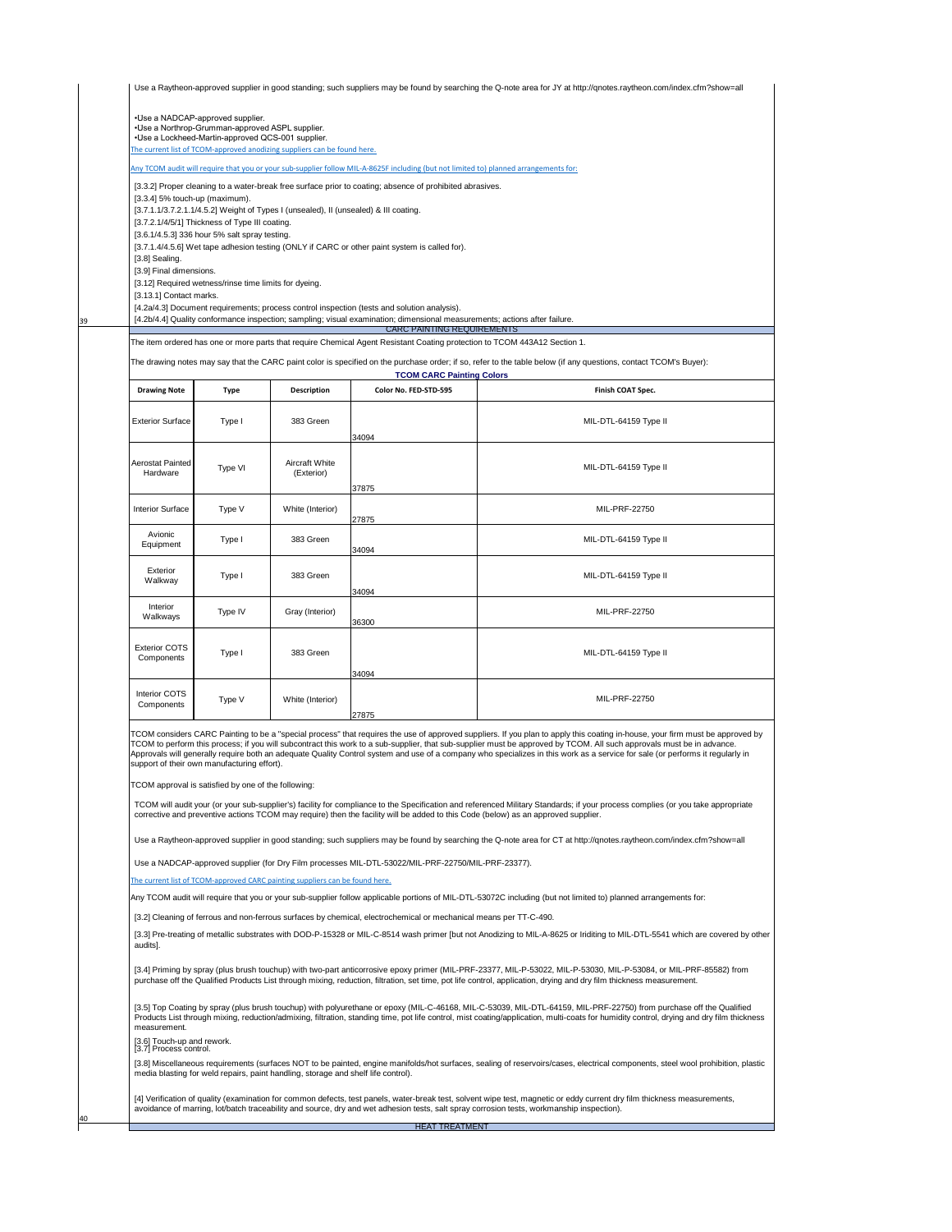Use a Raytheon-approved supplier in good standing; such suppliers may be found by searching the Q-note area for JY at http://qnotes.raytheon.com/index.cfm?show=all

- Use a NADCAP-approved supplier.
- Use a Northrop-Grumman-approved ASPL supplier.
- Use a Lockheed-Martin-approved QCS-001 supplier.

The current list of TCOM-approved anodizing suppliers can be found here.

Any TCOM audit will require that you or your sub-supplier follow MIL-A-8625F including (but not limited to) planned arrangements for:

[3.3.2] Proper cleaning to a water-break free surface prior to coating; absence of prohibited abrasives.
[3.3.4] 5% touch-up (maximum).
[3.7.1.1/3.7.2.1.1/4.5.2] Weight of Types I (unsealed), II (unsealed) & III coating.
[3.7.2.1/4/5/1] Thickness of Type III coating.
[3.6.1/4.5.3] 336 hour 5% salt spray testing.
[3.7.1.4/4.5.6] Wet tape adhesion testing (ONLY if CARC or other paint system is called for).
[3.8] Sealing.
[3.9] Final dimensions.
[3.12] Required wetness/rinse time limits for dyeing.
[3.13.1] Contact marks.
[4.2a/4.3] Document requirements; process control inspection (tests and solution analysis).
[4.2b/4.4] Quality conformance inspection; sampling; visual examination; dimensional measurements; actions after failure.

## CARC PAINTING REQUIREMENTS

The item ordered has one or more parts that require Chemical Agent Resistant Coating protection to TCOM 443A12 Section 1.

The drawing notes may say that the CARC paint color is specified on the purchase order; if so, refer to the table below (if any questions, contact TCOM's Buyer):

**TCOM CARC Painting Colors**

| Drawing Note | Type | Description | Color No. FED-STD-595 | Finish COAT Spec. |
|---|---|---|---|---|
| Exterior Surface | Type I | 383 Green | 34094 | MIL-DTL-64159 Type II |
| Aerostat Painted Hardware | Type VI | Aircraft White (Exterior) | 37875 | MIL-DTL-64159 Type II |
| Interior Surface | Type V | White (Interior) | 27875 | MIL-PRF-22750 |
| Avionic Equipment | Type I | 383 Green | 34094 | MIL-DTL-64159 Type II |
| Exterior Walkway | Type I | 383 Green | 34094 | MIL-DTL-64159 Type II |
| Interior Walkways | Type IV | Gray (Interior) | 36300 | MIL-PRF-22750 |
| Exterior COTS Components | Type I | 383 Green | 34094 | MIL-DTL-64159 Type II |
| Interior COTS Components | Type V | White (Interior) | 27875 | MIL-PRF-22750 |

TCOM considers CARC Painting to be a "special process" that requires the use of approved suppliers. If you plan to apply this coating in-house, your firm must be approved by TCOM to perform this process; if you will subcontract this work to a sub-supplier, that sub-supplier must be approved by TCOM. All such approvals must be in advance. Approvals will generally require both an adequate Quality Control system and use of a company who specializes in this work as a service for sale (or performs it regularly in support of their own manufacturing effort).

TCOM approval is satisfied by one of the following:

TCOM will audit your (or your sub-supplier's) facility for compliance to the Specification and referenced Military Standards; if your process complies (or you take appropriate corrective and preventive actions TCOM may require) then the facility will be added to this Code (below) as an approved supplier.

Use a Raytheon-approved supplier in good standing; such suppliers may be found by searching the Q-note area for CT at http://qnotes.raytheon.com/index.cfm?show=all

Use a NADCAP-approved supplier (for Dry Film processes MIL-DTL-53022/MIL-PRF-22750/MIL-PRF-23377).

The current list of TCOM-approved CARC painting suppliers can be found here.

Any TCOM audit will require that you or your sub-supplier follow applicable portions of MIL-DTL-53072C including (but not limited to) planned arrangements for:

[3.2] Cleaning of ferrous and non-ferrous surfaces by chemical, electrochemical or mechanical means per TT-C-490.

[3.3] Pre-treating of metallic substrates with DOD-P-15328 or MIL-C-8514 wash primer [but not Anodizing to MIL-A-8625 or Iriditing to MIL-DTL-5541 which are covered by other audits].

[3.4] Priming by spray (plus brush touchup) with two-part anticorrosive epoxy primer (MIL-PRF-23377, MIL-P-53022, MIL-P-53030, MIL-P-53084, or MIL-PRF-85582) from purchase off the Qualified Products List through mixing, reduction, filtration, set time, pot life control, application, drying and dry film thickness measurement.

[3.5] Top Coating by spray (plus brush touchup) with polyurethane or epoxy (MIL-C-46168, MIL-C-53039, MIL-DTL-64159, MIL-PRF-22750) from purchase off the Qualified Products List through mixing, reduction/admixing, filtration, standing time, pot life control, mist coating/application, multi-coats for humidity control, drying and dry film thickness measurement.

[3.6] Touch-up and rework.
[3.7] Process control.

[3.8] Miscellaneous requirements (surfaces NOT to be painted, engine manifolds/hot surfaces, sealing of reservoirs/cases, electrical components, steel wool prohibition, plastic media blasting for weld repairs, paint handling, storage and shelf life control).

[4] Verification of quality (examination for common defects, test panels, water-break test, solvent wipe test, magnetic or eddy current dry film thickness measurements, avoidance of marring, lot/batch traceability and source, dry and wet adhesion tests, salt spray corrosion tests, workmanship inspection).

## HEAT TREATMENT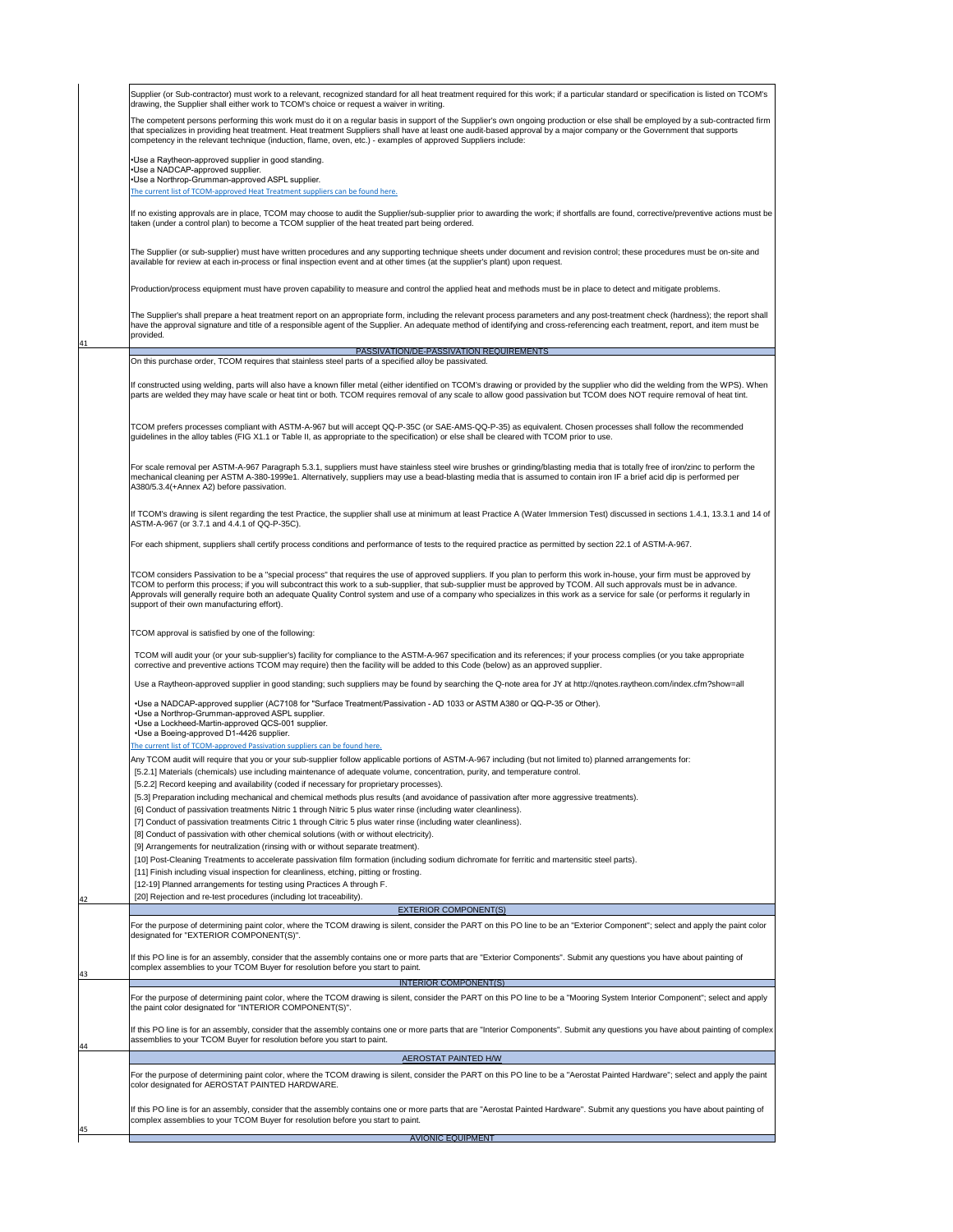Supplier (or Sub-contractor) must work to a relevant, recognized standard for all heat treatment required for this work; if a particular standard or specification is listed on TCOM's drawing, the Supplier shall either work to TCOM's choice or request a waiver in writing.

The competent persons performing this work must do it on a regular basis in support of the Supplier's own ongoing production or else shall be employed by a sub-contracted firm that specializes in providing heat treatment. Heat treatment Suppliers shall have at least one audit-based approval by a major company or the Government that supports competency in the relevant technique (induction, flame, oven, etc.) - examples of approved Suppliers include:

- Use a Raytheon-approved supplier in good standing.
- Use a NADCAP-approved supplier.
- Use a Northrop-Grumman-approved ASPL supplier.

The current list of TCOM-approved Heat Treatment suppliers can be found here.

If no existing approvals are in place, TCOM may choose to audit the Supplier/sub-supplier prior to awarding the work; if shortfalls are found, corrective/preventive actions must be taken (under a control plan) to become a TCOM supplier of the heat treated part being ordered.

The Supplier (or sub-supplier) must have written procedures and any supporting technique sheets under document and revision control; these procedures must be on-site and available for review at each in-process or final inspection event and at other times (at the supplier's plant) upon request.

Production/process equipment must have proven capability to measure and control the applied heat and methods must be in place to detect and mitigate problems.

The Supplier's shall prepare a heat treatment report on an appropriate form, including the relevant process parameters and any post-treatment check (hardness); the report shall have the approval signature and title of a responsible agent of the Supplier. An adequate method of identifying and cross-referencing each treatment, report, and item must be provided.

41

## PASSIVATION/DE-PASSIVATION REQUIREMENTS

On this purchase order, TCOM requires that stainless steel parts of a specified alloy be passivated.

If constructed using welding, parts will also have a known filler metal (either identified on TCOM's drawing or provided by the supplier who did the welding from the WPS). When parts are welded they may have scale or heat tint or both. TCOM requires removal of any scale to allow good passivation but TCOM does NOT require removal of heat tint.

TCOM prefers processes compliant with ASTM-A-967 but will accept QQ-P-35C (or SAE-AMS-QQ-P-35) as equivalent. Chosen processes shall follow the recommended guidelines in the alloy tables (FIG X1.1 or Table II, as appropriate to the specification) or else shall be cleared with TCOM prior to use.

For scale removal per ASTM-A-967 Paragraph 5.3.1, suppliers must have stainless steel wire brushes or grinding/blasting media that is totally free of iron/zinc to perform the mechanical cleaning per ASTM A-380-1999e1. Alternatively, suppliers may use a bead-blasting media that is assumed to contain iron IF a brief acid dip is performed per A380/5.3.4(+Annex A2) before passivation.

If TCOM's drawing is silent regarding the test Practice, the supplier shall use at minimum at least Practice A (Water Immersion Test) discussed in sections 1.4.1, 13.3.1 and 14 of ASTM-A-967 (or 3.7.1 and 4.4.1 of QQ-P-35C).

For each shipment, suppliers shall certify process conditions and performance of tests to the required practice as permitted by section 22.1 of ASTM-A-967.

TCOM considers Passivation to be a "special process" that requires the use of approved suppliers. If you plan to perform this work in-house, your firm must be approved by TCOM to perform this process; if you will subcontract this work to a sub-supplier, that sub-supplier must be approved by TCOM. All such approvals must be in advance. Approvals will generally require both an adequate Quality Control system and use of a company who specializes in this work as a service for sale (or performs it regularly in support of their own manufacturing effort).

TCOM approval is satisfied by one of the following:

TCOM will audit your (or your sub-supplier's) facility for compliance to the ASTM-A-967 specification and its references; if your process complies (or you take appropriate corrective and preventive actions TCOM may require) then the facility will be added to this Code (below) as an approved supplier.

Use a Raytheon-approved supplier in good standing; such suppliers may be found by searching the Q-note area for JY at http://qnotes.raytheon.com/index.cfm?show=all

- Use a NADCAP-approved supplier (AC7108 for "Surface Treatment/Passivation - AD 1033 or ASTM A380 or QQ-P-35 or Other).
- Use a Northrop-Grumman-approved ASPL supplier.
- Use a Lockheed-Martin-approved QCS-001 supplier.
- Use a Boeing-approved D1-4426 supplier.

The current list of TCOM-approved Passivation suppliers can be found here.

Any TCOM audit will require that you or your sub-supplier follow applicable portions of ASTM-A-967 including (but not limited to) planned arrangements for:

[5.2.1] Materials (chemicals) use including maintenance of adequate volume, concentration, purity, and temperature control.
[5.2.2] Record keeping and availability (coded if necessary for proprietary processes).
[5.3] Preparation including mechanical and chemical methods plus results (and avoidance of passivation after more aggressive treatments).
[6] Conduct of passivation treatments Nitric 1 through Nitric 5 plus water rinse (including water cleanliness).
[7] Conduct of passivation treatments Citric 1 through Citric 5 plus water rinse (including water cleanliness).
[8] Conduct of passivation with other chemical solutions (with or without electricity).
[9] Arrangements for neutralization (rinsing with or without separate treatment).
[10] Post-Cleaning Treatments to accelerate passivation film formation (including sodium dichromate for ferritic and martensitic steel parts).
[11] Finish including visual inspection for cleanliness, etching, pitting or frosting.
[12-19] Planned arrangements for testing using Practices A through F.
[20] Rejection and re-test procedures (including lot traceability).

42

## EXTERIOR COMPONENT(S)

For the purpose of determining paint color, where the TCOM drawing is silent, consider the PART on this PO line to be an "Exterior Component"; select and apply the paint color designated for "EXTERIOR COMPONENT(S)".

If this PO line is for an assembly, consider that the assembly contains one or more parts that are "Exterior Components". Submit any questions you have about painting of complex assemblies to your TCOM Buyer for resolution before you start to paint.

43

## INTERIOR COMPONENT(S)

For the purpose of determining paint color, where the TCOM drawing is silent, consider the PART on this PO line to be a "Mooring System Interior Component"; select and apply the paint color designated for "INTERIOR COMPONENT(S)".

If this PO line is for an assembly, consider that the assembly contains one or more parts that are "Interior Components". Submit any questions you have about painting of complex assemblies to your TCOM Buyer for resolution before you start to paint.

44

## AEROSTAT PAINTED H/W

For the purpose of determining paint color, where the TCOM drawing is silent, consider the PART on this PO line to be a "Aerostat Painted Hardware"; select and apply the paint color designated for AEROSTAT PAINTED HARDWARE.

If this PO line is for an assembly, consider that the assembly contains one or more parts that are "Aerostat Painted Hardware". Submit any questions you have about painting of complex assemblies to your TCOM Buyer for resolution before you start to paint.

45

## AVIONIC EQUIPMENT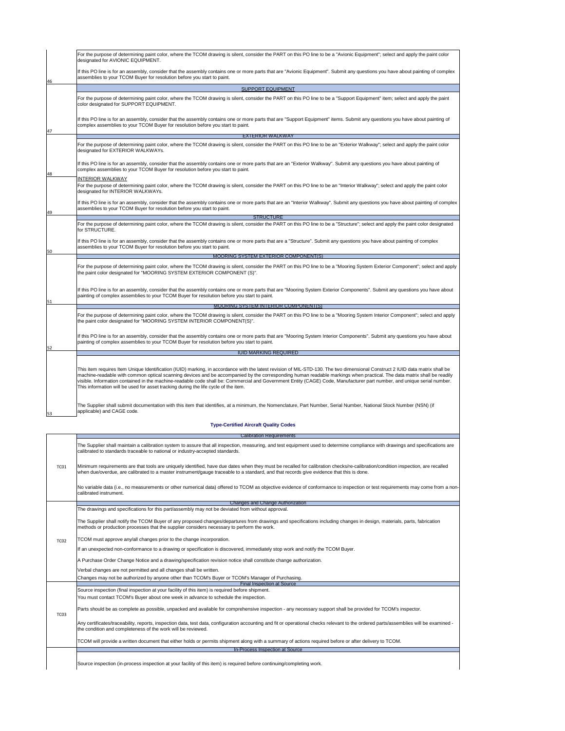| | |
|---|---|
| 46 | For the purpose of determining paint color, where the TCOM drawing is silent, consider the PART on this PO line to be a "Avionic Equipment"; select and apply the paint color designated for AVIONIC EQUIPMENT.<br><br>If this PO line is for an assembly, consider that the assembly contains one or more parts that are "Avionic Equipment". Submit any questions you have about painting of complex assemblies to your TCOM Buyer for resolution before you start to paint. |
| 47 | SUPPORT EQUIPMENT<br><br>For the purpose of determining paint color, where the TCOM drawing is silent, consider the PART on this PO line to be a "Support Equipment" item; select and apply the paint color designated for SUPPORT EQUIPMENT.<br><br>If this PO line is for an assembly, consider that the assembly contains one or more parts that are "Support Equipment" items. Submit any questions you have about painting of complex assemblies to your TCOM Buyer for resolution before you start to paint. |
| 48 | EXTERIOR WALKWAY<br><br>For the purpose of determining paint color, where the TCOM drawing is silent, consider the PART on this PO line to be an "Exterior Walkway"; select and apply the paint color designated for EXTERIOR WALKWAYs.<br><br>If this PO line is for an assembly, consider that the assembly contains one or more parts that are an "Exterior Walkway". Submit any questions you have about painting of complex assemblies to your TCOM Buyer for resolution before you start to paint. |
| 49 | INTERIOR WALKWAY<br><br>For the purpose of determining paint color, where the TCOM drawing is silent, consider the PART on this PO line to be an "Interior Walkway"; select and apply the paint color designated for INTERIOR WALKWAYs.<br><br>If this PO line is for an assembly, consider that the assembly contains one or more parts that are an "Interior Walkway". Submit any questions you have about painting of complex assemblies to your TCOM Buyer for resolution before you start to paint. |
| 50 | STRUCTURE<br><br>For the purpose of determining paint color, where the TCOM drawing is silent, consider the PART on this PO line to be a "Structure"; select and apply the paint color designated for STRUCTURE.<br><br>If this PO line is for an assembly, consider that the assembly contains one or more parts that are a "Structure". Submit any questions you have about painting of complex assemblies to your TCOM Buyer for resolution before you start to paint. |
| 51 | MOORING SYSTEM EXTERIOR COMPONENT(S)<br><br>For the purpose of determining paint color, where the TCOM drawing is silent, consider the PART on this PO line to be a "Mooring System Exterior Component"; select and apply the paint color designated for "MOORING SYSTEM EXTERIOR COMPONENT (S)".<br><br>If this PO line is for an assembly, consider that the assembly contains one or more parts that are "Mooring System Exterior Components". Submit any questions you have about painting of complex assemblies to your TCOM Buyer for resolution before you start to paint. |
| 52 | MOORING SYSTEM INTERIOR COMPONENT(S)<br><br>For the purpose of determining paint color, where the TCOM drawing is silent, consider the PART on this PO line to be a "Mooring System Interior Component"; select and apply the paint color designated for "MOORING SYSTEM INTERIOR COMPONENT(S)".<br><br>If this PO line is for an assembly, consider that the assembly contains one or more parts that are "Mooring System Interior Components". Submit any questions you have about painting of complex assemblies to your TCOM Buyer for resolution before you start to paint. |
| 53 | IUID MARKING REQUIRED<br><br>This item requires Item Unique Identification (IUID) marking, in accordance with the latest revision of MIL-STD-130. The two dimensional Construct 2 IUID data matrix shall be machine-readable with common optical scanning devices and be accompanied by the corresponding human readable markings when practical. The data matrix shall be readily visible. Information contained in the machine-readable code shall be: Commercial and Government Entity (CAGE) Code, Manufacturer part number, and unique serial number. This information will be used for asset tracking during the life cycle of the item.<br><br>The Supplier shall submit documentation with this item that identifies, at a minimum, the Nomenclature, Part Number, Serial Number, National Stock Number (NSN) (if applicable) and CAGE code. |

**Type-Certified Aircraft Quality Codes**

| | |
|---|---|
| TC01 | Calibration Requirements<br><br>The Supplier shall maintain a calibration system to assure that all inspection, measuring, and test equipment used to determine compliance with drawings and specifications are calibrated to standards traceable to national or industry-accepted standards.<br><br>Minimum requirements are that tools are uniquely identified, have due dates when they must be recalled for calibration checks/re-calibration/condition inspection, are recalled when due/overdue, are calibrated to a master instrument/gauge traceable to a standard, and that records give evidence that this is done.<br><br>No variable data (i.e., no measurements or other numerical data) offered to TCOM as objective evidence of conformance to inspection or test requirements may come from a non-calibrated instrument. |
| TC02 | Changes and Change Authorization<br><br>The drawings and specifications for this part/assembly may not be deviated from without approval.<br><br>The Supplier shall notify the TCOM Buyer of any proposed changes/departures from drawings and specifications including changes in design, materials, parts, fabrication methods or production processes that the supplier considers necessary to perform the work.<br><br>TCOM must approve any/all changes prior to the change incorporation.<br><br>If an unexpected non-conformance to a drawing or specification is discovered, immediately stop work and notify the TCOM Buyer.<br><br>A Purchase Order Change Notice and a drawing/specification revision notice shall constitute change authorization.<br><br>Verbal changes are not permitted and all changes shall be written.<br><br>Changes may not be authorized by anyone other than TCOM's Buyer or TCOM's Manager of Purchasing. |
| TC03 | Final Inspection at Source<br><br>Source inspection (final inspection at your facility of this item) is required before shipment.<br><br>You must contact TCOM's Buyer about one week in advance to schedule the inspection.<br><br>Parts should be as complete as possible, unpacked and available for comprehensive inspection - any necessary support shall be provided for TCOM's inspector.<br><br>Any certificates/traceability, reports, inspection data, test data, configuration accounting and fit or operational checks relevant to the ordered parts/assemblies will be examined - the condition and completeness of the work will be reviewed.<br><br>TCOM will provide a written document that either holds or permits shipment along with a summary of actions required before or after delivery to TCOM. |
| | In-Process Inspection at Source<br><br>Source inspection (in-process inspection at your facility of this item) is required before continuing/completing work. |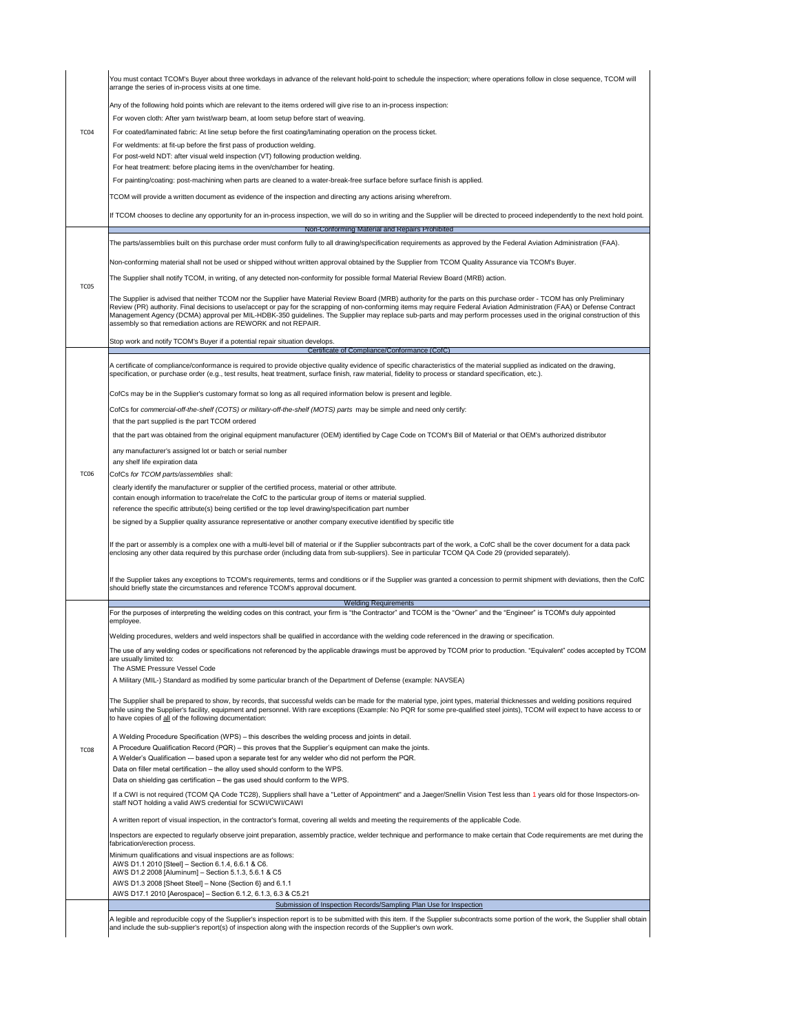| | |
|---|---|
| TC04 | You must contact TCOM's Buyer about three workdays in advance of the relevant hold-point to schedule the inspection; where operations follow in close sequence, TCOM will arrange the series of in-process visits at one time.<br><br>Any of the following hold points which are relevant to the items ordered will give rise to an in-process inspection:<br><br>For woven cloth: After yarn twist/warp beam, at loom setup before start of weaving.<br>For coated/laminated fabric: At line setup before the first coating/laminating operation on the process ticket.<br>For weldments: at fit-up before the first pass of production welding.<br>For post-weld NDT: after visual weld inspection (VT) following production welding.<br>For heat treatment: before placing items in the oven/chamber for heating.<br>For painting/coating: post-machining when parts are cleaned to a water-break-free surface before surface finish is applied.<br><br>TCOM will provide a written document as evidence of the inspection and directing any actions arising wherefrom.<br><br>If TCOM chooses to decline any opportunity for an in-process inspection, we will do so in writing and the Supplier will be directed to proceed independently to the next hold point. |
| | **Non-Conforming Material and Repairs Prohibited** |
| TC05 | The parts/assemblies built on this purchase order must conform fully to all drawing/specification requirements as approved by the Federal Aviation Administration (FAA).<br><br>Non-conforming material shall not be used or shipped without written approval obtained by the Supplier from TCOM Quality Assurance via TCOM's Buyer.<br><br>The Supplier shall notify TCOM, in writing, of any detected non-conformity for possible formal Material Review Board (MRB) action.<br><br>The Supplier is advised that neither TCOM nor the Supplier have Material Review Board (MRB) authority for the parts on this purchase order - TCOM has only Preliminary Review (PR) authority. Final decisions to use/accept or pay for the scrapping of non-conforming items may require Federal Aviation Administration (FAA) or Defense Contract Management Agency (DCMA) approval per MIL-HDBK-350 guidelines. The Supplier may replace sub-parts and may perform processes used in the original construction of this assembly so that remediation actions are REWORK and not REPAIR.<br><br>Stop work and notify TCOM's Buyer if a potential repair situation develops. |
| | **Certificate of Compliance/Conformance (CofC)** |
| TC06 | A certificate of compliance/conformance is required to provide objective quality evidence of specific characteristics of the material supplied as indicated on the drawing, specification, or purchase order (e.g., test results, heat treatment, surface finish, raw material, fidelity to process or standard specification, etc.).<br><br>CofCs may be in the Supplier's customary format so long as all required information below is present and legible.<br><br>CofCs for *commercial-off-the-shelf (COTS) or military-off-the-shelf (MOTS) parts* may be simple and need only certify:<br>that the part supplied is the part TCOM ordered<br>that the part was obtained from the original equipment manufacturer (OEM) identified by Cage Code on TCOM's Bill of Material or that OEM's authorized distributor<br>any manufacturer's assigned lot or batch or serial number<br>any shelf life expiration data<br><br>CofCs *for TCOM parts/assemblies* shall:<br>clearly identify the manufacturer or supplier of the certified process, material or other attribute.<br>contain enough information to trace/relate the CofC to the particular group of items or material supplied.<br>reference the specific attribute(s) being certified or the top level drawing/specification part number<br>be signed by a Supplier quality assurance representative or another company executive identified by specific title<br><br>If the part or assembly is a complex one with a multi-level bill of material or if the Supplier subcontracts part of the work, a CofC shall be the cover document for a data pack enclosing any other data required by this purchase order (including data from sub-suppliers). See in particular TCOM QA Code 29 (provided separately).<br><br>If the Supplier takes any exceptions to TCOM's requirements, terms and conditions or if the Supplier was granted a concession to permit shipment with deviations, then the CofC should briefly state the circumstances and reference TCOM's approval document. |
| | **Welding Requirements** |
| TC08 | For the purposes of interpreting the welding codes on this contract, your firm is "the Contractor" and TCOM is the "Owner" and the "Engineer" is TCOM's duly appointed employee.<br><br>Welding procedures, welders and weld inspectors shall be qualified in accordance with the welding code referenced in the drawing or specification.<br><br>The use of any welding codes or specifications not referenced by the applicable drawings must be approved by TCOM prior to production. "Equivalent" codes accepted by TCOM are usually limited to:<br>The ASME Pressure Vessel Code<br>A Military (MIL-) Standard as modified by some particular branch of the Department of Defense (example: NAVSEA)<br><br>The Supplier shall be prepared to show, by records, that successful welds can be made for the material type, joint types, material thicknesses and welding positions required while using the Supplier's facility, equipment and personnel. With rare exceptions (Example: No PQR for some pre-qualified steel joints), TCOM will expect to have access to or to have copies of <u>all</u> of the following documentation:<br><br>A Welding Procedure Specification (WPS) – this describes the welding process and joints in detail.<br>A Procedure Qualification Record (PQR) – this proves that the Supplier's equipment can make the joints.<br>A Welder's Qualification — based upon a separate test for any welder who did not perform the PQR.<br>Data on filler metal certification – the alloy used should conform to the WPS.<br>Data on shielding gas certification – the gas used should conform to the WPS.<br><br>If a CWI is not required (TCOM QA Code TC28), Suppliers shall have a "Letter of Appointment" and a Jaeger/Snellin Vision Test less than 1 years old for those Inspectors-on-staff NOT holding a valid AWS credential for SCWI/CWI/CAWI<br><br>A written report of visual inspection, in the contractor's format, covering all welds and meeting the requirements of the applicable Code.<br><br>Inspectors are expected to regularly observe joint preparation, assembly practice, welder technique and performance to make certain that Code requirements are met during the fabrication/erection process.<br><br>Minimum qualifications and visual inspections are as follows:<br>AWS D1.1 2010 [Steel] – Section 6.1.4, 6.6.1 & C6.<br>AWS D1.2 2008 [Aluminum] – Section 5.1.3, 5.6.1 & C5<br>AWS D1.3 2008 [Sheet Steel] – None {Section 6} and 6.1.1<br>AWS D17.1 2010 [Aerospace] – Section 6.1.2, 6.1.3, 6.3 & C5.21 |
| | **<u>Submission of Inspection Records/Sampling Plan Use for Inspection</u>** |
| | A legible and reproducible copy of the Supplier's inspection report is to be submitted with this item. If the Supplier subcontracts some portion of the work, the Supplier shall obtain and include the sub-supplier's report(s) of inspection along with the inspection records of the Supplier's own work. |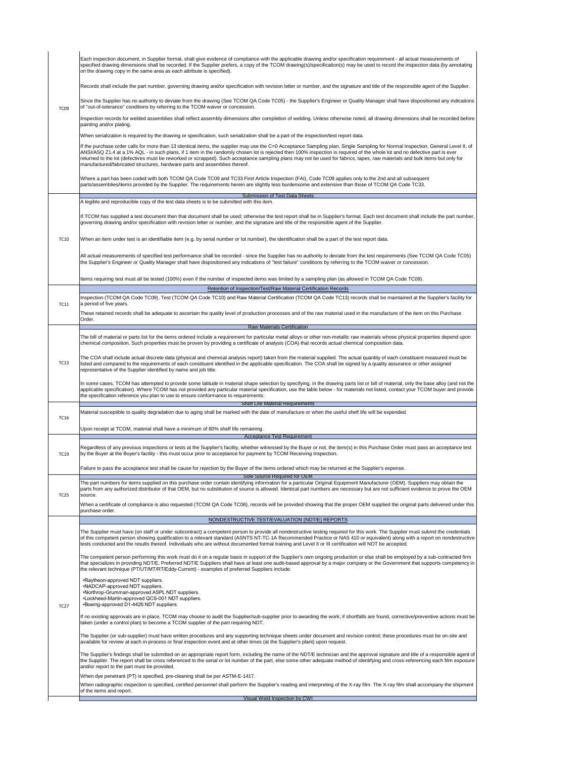**TC09**

Each inspection document, in Supplier format, shall give evidence of compliance with the applicable drawing and/or specification requirement - all actual measurements of specified drawing dimensions shall be recorded. If the Supplier prefers, a copy of the TCOM drawing(s)/specification(s) may be used to record the inspection data (by annotating on the drawing copy in the same area as each attribute is specified).

Records shall include the part number, governing drawing and/or specification with revision letter or number, and the signature and title of the responsible agent of the Supplier.

Since the Supplier has no authority to deviate from the drawing (See TCOM QA Code TC05) - the Supplier's Engineer or Quality Manager shall have dispositioned any indications of "out-of-tolerance" conditions by referring to the TCOM waiver or concession.

Inspection records for welded assemblies shall reflect assembly dimensions after completion of welding. Unless otherwise noted, all drawing dimensions shall be recorded before painting and/or plating.

When serialization is required by the drawing or specification, such serialization shall be a part of the inspection/test report data.

If the purchase order calls for more than 13 identical items, the supplier may use the C=0 Acceptance Sampling plan, Single Sampling for Normal Inspection, General Level II, of ANSI/ASQ Z1.4 at a 1% AQL - in such plans, if 1 item in the randomly chosen lot is rejected then 100% inspection is required of the whole lot and no defective part is ever returned to the lot (defectives must be reworked or scrapped). Such acceptance sampling plans may not be used for fabrics, tapes, raw materials and bulk items but only for manufactured/fabricated structures, hardware parts and assemblies thereof.

Where a part has been coded with both TCOM QA Code TC09 and TC33 First Article Inspection (FAI), Code TC09 applies only to the 2nd and all subsequent parts/assemblies/items provided by the Supplier. The requirements herein are slightly less burdensome and extensive than those of TCOM QA Code TC33.

## Submission of Test Data Sheets

**TC10**

A legible and reproducible copy of the test data sheets is to be submitted with this item.

If TCOM has supplied a test document then that document shall be used; otherwise the test report shall be in Supplier's format. Each test document shall include the part number, governing drawing and/or specification with revision letter or number, and the signature and title of the responsible agent of the Supplier.

When an item under test is an identifiable item (e.g. by serial number or lot number), the identification shall be a part of the test report data.

All actual measurements of specified test performance shall be recorded - since the Supplier has no authority to deviate from the test requirements (See TCOM QA Code TC05) the Supplier's Engineer or Quality Manager shall have dispositioned any indications of "test failure" conditions by referring to the TCOM waiver or concession.

Items requiring test must all be tested (100%) even if the number of inspected items was limited by a sampling plan (as allowed in TCOM QA Code TC09).

## Retention of Inspection/Test/Raw Material Certification Records

**TC11**

Inspection (TCOM QA Code TC09), Test (TCOM QA Code TC10) and Raw Material Certification (TCOM QA Code TC13) records shall be maintained at the Supplier's facility for a period of five years.

These retained records shall be adequate to ascertain the quality level of production processes and of the raw material used in the manufacture of the item on this Purchase Order.

## Raw Materials Certification

**TC13**

The bill of material or parts list for the items ordered include a requirement for particular metal alloys or other non-metallic raw materials whose physical properties depend upon chemical composition. Such properties must be proven by providing a certificate of analysis (COA) that records actual chemical composition data.

The COA shall include actual discrete data (physical and chemical analysis report) taken from the material supplied. The actual quantity of each constituent measured must be listed and compared to the requirements of each constituent identified in the applicable specification. The COA shall be signed by a quality assurance or other assigned representative of the Supplier identified by name and job title.

In some cases, TCOM has attempted to provide some latitude in material shape selection by specifying, in the drawing parts list or bill of material, only the base alloy (and not the applicable specification). Where TCOM has not provided any particular material specification, use the table below - for materials not listed, contact your TCOM buyer and provide the specification reference you plan to use to ensure conformance to requirements:

## Shelf Life Material Requirements

**TC16**

Material susceptible to quality degradation due to aging shall be marked with the date of manufacture or when the useful shelf life will be expended.

Upon receipt at TCOM, material shall have a minimum of 80% shelf life remaining.

## Acceptance Test Requirement

**TC19**

Regardless of any previous inspections or tests at the Supplier's facility, whether witnessed by the Buyer or not, the item(s) in this Purchase Order must pass an acceptance test by the Buyer at the Buyer's facility - this must occur prior to acceptance for payment by TCOM Receiving Inspection.

Failure to pass the acceptance test shall be cause for rejection by the Buyer of the items ordered which may be returned at the Supplier's expense.

## Sole Source Required for OEM

**TC25**

The part numbers for items supplied on this purchase order contain identifying information for a particular Original Equipment Manufacturer (OEM). Suppliers may obtain the parts from any authorized distributor of that OEM, but no substitution of source is allowed. Identical part numbers are necessary but are not sufficient evidence to prove the OEM source.

When a certificate of compliance is also requested (TCOM QA Code TC06), records will be provided showing that the proper OEM supplied the original parts delivered under this purchase order.

## NONDESTRUCTIVE TEST/EVALUATION (NDT/E) REPORTS

**TC27**

The Supplier must have (on staff or under subcontract) a competent person to provide all nondestructive testing required for this work. The Supplier must submit the credentials of this competent person showing qualification to a relevant standard (ASNTS NT-TC-1A Recommended Practice or NAS 410 or equivalent) along with a report on nondestructive tests conducted and the results thereof. Individuals who are without documented formal training and Level II or III certification will NOT be accepted.

The competent person performing this work must do it on a regular basis in support of the Supplier's own ongoing production or else shall be employed by a sub-contracted firm that specializes in providing NDT/E. Preferred NDT/E Suppliers shall have at least one audit-based approval by a major company or the Government that supports competency in the relevant technique (PT/UT/MT/RT/Eddy-Current) - examples of preferred Suppliers include:

- Raytheon-approved NDT suppliers.
- NADCAP-approved NDT suppliers.
- Northrop-Grumman-approved ASPL NDT suppliers.
- Lockheed-Martin-approved QCS-001 NDT suppliers.
- Boeing-approved D1-4426 NDT suppliers.

If no existing approvals are in place, TCOM may choose to audit the Supplier/sub-supplier prior to awarding the work; if shortfalls are found, corrective/preventive actions must be taken (under a control plan) to become a TCOM supplier of the part requiring NDT.

The Supplier (or sub-supplier) must have written procedures and any supporting technique sheets under document and revision control; these procedures must be on-site and available for review at each in-process or final inspection event and at other times (at the Supplier's plant) upon request.

The Supplier's findings shall be submitted on an appropriate report form, including the name of the NDT/E technician and the approval signature and title of a responsible agent of the Supplier. The report shall be cross referenced to the serial or lot number of the part, else some other adequate method of identifying and cross-referencing each film exposure and/or report to the part must be provided.

When dye penetrant (PT) is specified, pre-cleaning shall be per ASTM-E-1417.

When radiographic inspection is specified, certified personnel shall perform the Supplier's reading and interpreting of the X-ray film. The X-ray film shall accompany the shipment of the items and report.

## Visual Weld Inspection by CWI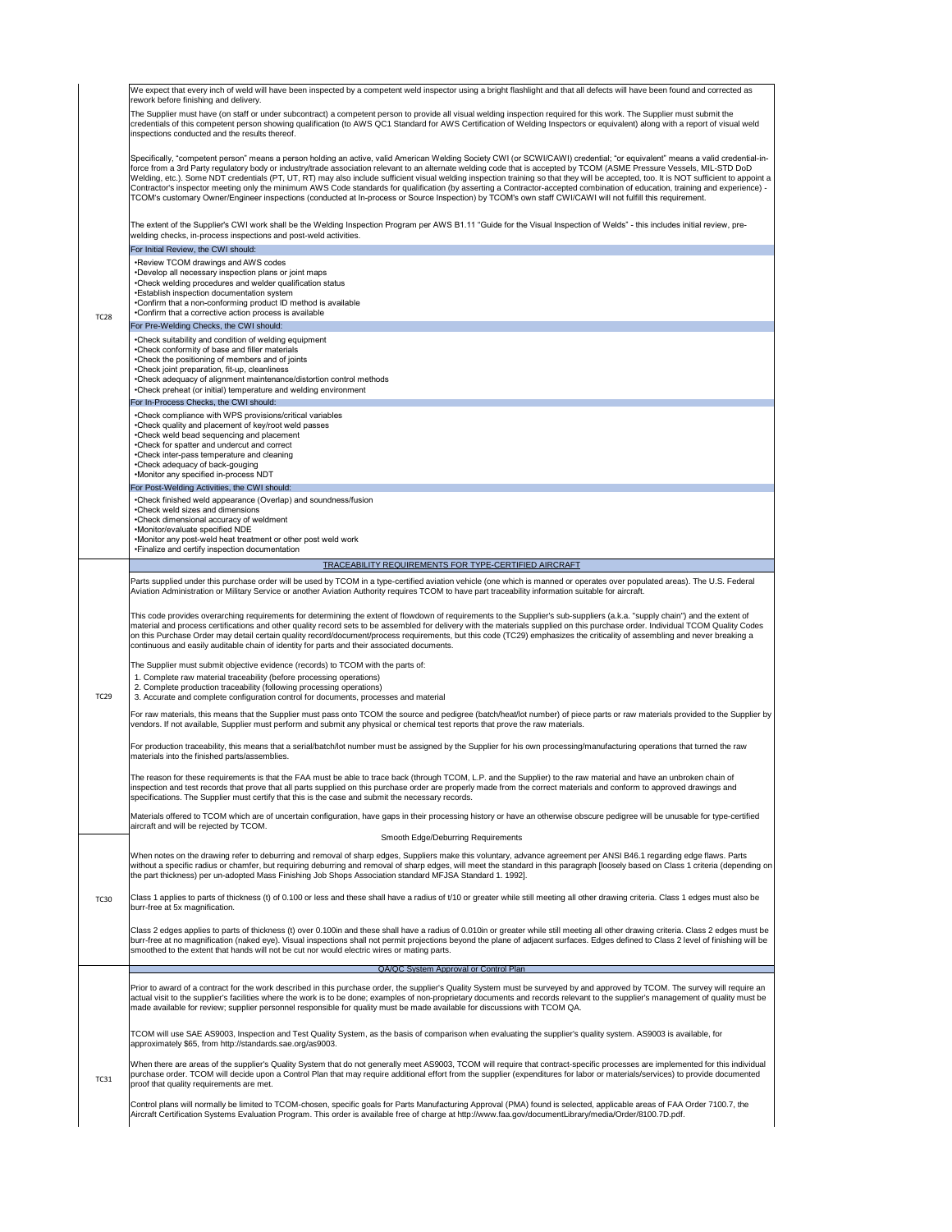**TC28**

We expect that every inch of weld will have been inspected by a competent weld inspector using a bright flashlight and that all defects will have been found and corrected as rework before finishing and delivery.

The Supplier must have (on staff or under subcontract) a competent person to provide all visual welding inspection required for this work. The Supplier must submit the credentials of this competent person showing qualification (to AWS QC1 Standard for AWS Certification of Welding Inspectors or equivalent) along with a report of visual weld inspections conducted and the results thereof.

Specifically, "competent person" means a person holding an active, valid American Welding Society CWI (or SCWI/CAWI) credential; "or equivalent" means a valid credential-in-force from a 3rd Party regulatory body or industry/trade association relevant to an alternate welding code that is accepted by TCOM (ASME Pressure Vessels, MIL-STD DoD Welding, etc.). Some NDT credentials (PT, UT, RT) may also include sufficient visual welding inspection training so that they will be accepted, too. It is NOT sufficient to appoint a Contractor's inspector meeting only the minimum AWS Code standards for qualification (by asserting a Contractor-accepted combination of education, training and experience) - TCOM's customary Owner/Engineer inspections (conducted at In-process or Source Inspection) by TCOM's own staff CWI/CAWI will not fulfill this requirement.

The extent of the Supplier's CWI work shall be the Welding Inspection Program per AWS B1.11 "Guide for the Visual Inspection of Welds" - this includes initial review, pre-welding checks, in-process inspections and post-weld activities.

For Initial Review, the CWI should:

- Review TCOM drawings and AWS codes
- Develop all necessary inspection plans or joint maps
- Check welding procedures and welder qualification status
- Establish inspection documentation system
- Confirm that a non-conforming product ID method is available
- Confirm that a corrective action process is available

For Pre-Welding Checks, the CWI should:

- Check suitability and condition of welding equipment
- Check conformity of base and filler materials
- Check the positioning of members and of joints
- Check joint preparation, fit-up, cleanliness
- Check adequacy of alignment maintenance/distortion control methods
- Check preheat (or initial) temperature and welding environment

For In-Process Checks, the CWI should:

- Check compliance with WPS provisions/critical variables
- Check quality and placement of key/root weld passes
- Check weld bead sequencing and placement
- Check for spatter and undercut and correct
- Check inter-pass temperature and cleaning
- Check adequacy of back-gouging
- Monitor any specified in-process NDT

For Post-Welding Activities, the CWI should:

- Check finished weld appearance (Overlap) and soundness/fusion
- Check weld sizes and dimensions
- Check dimensional accuracy of weldment
- Monitor/evaluate specified NDE
- Monitor any post-weld heat treatment or other post weld work
- Finalize and certify inspection documentation

**TC29**

## TRACEABILITY REQUIREMENTS FOR TYPE-CERTIFIED AIRCRAFT

Parts supplied under this purchase order will be used by TCOM in a type-certified aviation vehicle (one which is manned or operates over populated areas). The U.S. Federal Aviation Administration or Military Service or another Aviation Authority requires TCOM to have part traceability information suitable for aircraft.

This code provides overarching requirements for determining the extent of flowdown of requirements to the Supplier's sub-suppliers (a.k.a. "supply chain") and the extent of material and process certifications and other quality record sets to be assembled for delivery with the materials supplied on this purchase order. Individual TCOM Quality Codes on this Purchase Order may detail certain quality record/document/process requirements, but this code (TC29) emphasizes the criticality of assembling and never breaking a continuous and easily auditable chain of identity for parts and their associated documents.

The Supplier must submit objective evidence (records) to TCOM with the parts of:

1. Complete raw material traceability (before processing operations)
2. Complete production traceability (following processing operations)
3. Accurate and complete configuration control for documents, processes and material

For raw materials, this means that the Supplier must pass onto TCOM the source and pedigree (batch/heat/lot number) of piece parts or raw materials provided to the Supplier by vendors. If not available, Supplier must perform and submit any physical or chemical test reports that prove the raw materials.

For production traceability, this means that a serial/batch/lot number must be assigned by the Supplier for his own processing/manufacturing operations that turned the raw materials into the finished parts/assemblies.

The reason for these requirements is that the FAA must be able to trace back (through TCOM, L.P. and the Supplier) to the raw material and have an unbroken chain of inspection and test records that prove that all parts supplied on this purchase order are properly made from the correct materials and conform to approved drawings and specifications. The Supplier must certify that this is the case and submit the necessary records.

Materials offered to TCOM which are of uncertain configuration, have gaps in their processing history or have an otherwise obscure pedigree will be unusable for type-certified aircraft and will be rejected by TCOM.

**TC30**

## Smooth Edge/Deburring Requirements

When notes on the drawing refer to deburring and removal of sharp edges, Suppliers make this voluntary, advance agreement per ANSI B46.1 regarding edge flaws. Parts without a specific radius or chamfer, but requiring deburring and removal of sharp edges, will meet the standard in this paragraph [loosely based on Class 1 criteria (depending on the part thickness) per un-adopted Mass Finishing Job Shops Association standard MFJSA Standard 1. 1992].

Class 1 applies to parts of thickness (t) of 0.100 or less and these shall have a radius of t/10 or greater while still meeting all other drawing criteria. Class 1 edges must also be burr-free at 5x magnification.

Class 2 edges applies to parts of thickness (t) over 0.100in and these shall have a radius of 0.010in or greater while still meeting all other drawing criteria. Class 2 edges must be burr-free at no magnification (naked eye). Visual inspections shall not permit projections beyond the plane of adjacent surfaces. Edges defined to Class 2 level of finishing will be smoothed to the extent that hands will not be cut nor would electric wires or mating parts.

**TC31**

## QA/QC System Approval or Control Plan

Prior to award of a contract for the work described in this purchase order, the supplier's Quality System must be surveyed by and approved by TCOM. The survey will require an actual visit to the supplier's facilities where the work is to be done; examples of non-proprietary documents and records relevant to the supplier's management of quality must be made available for review; supplier personnel responsible for quality must be made available for discussions with TCOM QA.

TCOM will use SAE AS9003, Inspection and Test Quality System, as the basis of comparison when evaluating the supplier's quality system. AS9003 is available, for approximately $65, from http://standards.sae.org/as9003.

When there are areas of the supplier's Quality System that do not generally meet AS9003, TCOM will require that contract-specific processes are implemented for this individual purchase order. TCOM will decide upon a Control Plan that may require additional effort from the supplier (expenditures for labor or materials/services) to provide documented proof that quality requirements are met.

Control plans will normally be limited to TCOM-chosen, specific goals for Parts Manufacturing Approval (PMA) found is selected, applicable areas of FAA Order 7100.7, the Aircraft Certification Systems Evaluation Program. This order is available free of charge at http://www.faa.gov/documentLibrary/media/Order/8100.7D.pdf.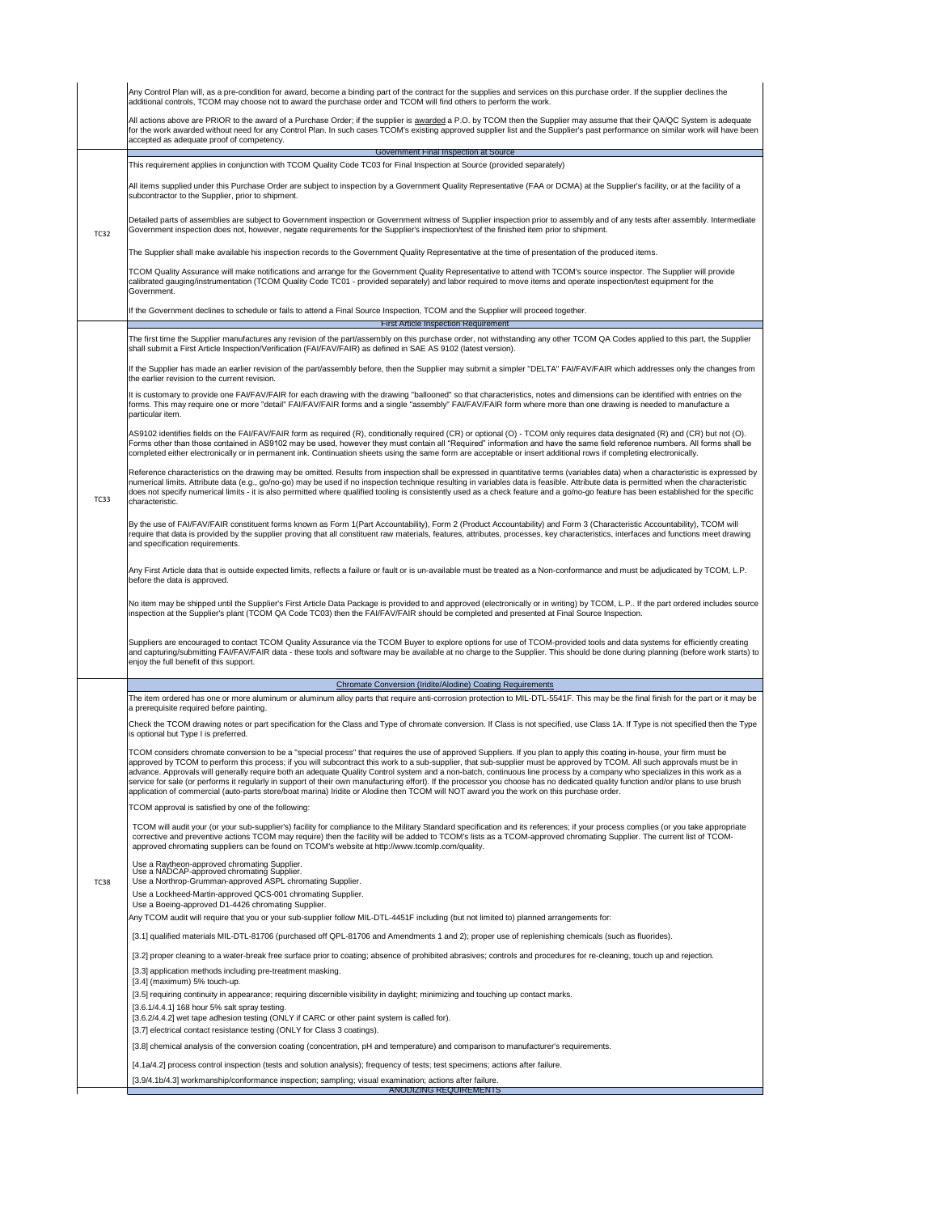Any Control Plan will, as a pre-condition for award, become a binding part of the contract for the supplies and services on this purchase order. If the supplier declines the additional controls, TCOM may choose not to award the purchase order and TCOM will find others to perform the work.

All actions above are PRIOR to the award of a Purchase Order; if the supplier is awarded a P.O. by TCOM then the Supplier may assume that their QA/QC System is adequate for the work awarded without need for any Control Plan. In such cases TCOM's existing approved supplier list and the Supplier's past performance on similar work will have been accepted as adequate proof of competency.

## TC32 — Government Final Inspection at Source

This requirement applies in conjunction with TCOM Quality Code TC03 for Final Inspection at Source (provided separately)

All items supplied under this Purchase Order are subject to inspection by a Government Quality Representative (FAA or DCMA) at the Supplier's facility, or at the facility of a subcontractor to the Supplier, prior to shipment.

Detailed parts of assemblies are subject to Government inspection or Government witness of Supplier inspection prior to assembly and of any tests after assembly. Intermediate Government inspection does not, however, negate requirements for the Supplier's inspection/test of the finished item prior to shipment.

The Supplier shall make available his inspection records to the Government Quality Representative at the time of presentation of the produced items.

TCOM Quality Assurance will make notifications and arrange for the Government Quality Representative to attend with TCOM's source inspector. The Supplier will provide calibrated gauging/instrumentation (TCOM Quality Code TC01 - provided separately) and labor required to move items and operate inspection/test equipment for the Government.

If the Government declines to schedule or fails to attend a Final Source Inspection, TCOM and the Supplier will proceed together.

## TC33 — First Article Inspection Requirement

The first time the Supplier manufactures any revision of the part/assembly on this purchase order, not withstanding any other TCOM QA Codes applied to this part, the Supplier shall submit a First Article Inspection/Verification (FAI/FAV/FAIR) as defined in SAE AS 9102 (latest version).

If the Supplier has made an earlier revision of the part/assembly before, then the Supplier may submit a simpler "DELTA" FAI/FAV/FAIR which addresses only the changes from the earlier revision to the current revision.

It is customary to provide one FAI/FAV/FAIR for each drawing with the drawing "ballooned" so that characteristics, notes and dimensions can be identified with entries on the forms. This may require one or more "detail" FAI/FAV/FAIR forms and a single "assembly" FAI/FAV/FAIR form where more than one drawing is needed to manufacture a particular item.

AS9102 identifies fields on the FAI/FAV/FAIR form as required (R), conditionally required (CR) or optional (O) - TCOM only requires data designated (R) and (CR) but not (O). Forms other than those contained in AS9102 may be used, however they must contain all "Required" information and have the same field reference numbers. All forms shall be completed either electronically or in permanent ink. Continuation sheets using the same form are acceptable or insert additional rows if completing electronically.

Reference characteristics on the drawing may be omitted. Results from inspection shall be expressed in quantitative terms (variables data) when a characteristic is expressed by numerical limits. Attribute data (e.g., go/no-go) may be used if no inspection technique resulting in variables data is feasible. Attribute data is permitted when the characteristic does not specify numerical limits - it is also permitted where qualified tooling is consistently used as a check feature and a go/no-go feature has been established for the specific characteristic.

By the use of FAI/FAV/FAIR constituent forms known as Form 1(Part Accountability), Form 2 (Product Accountability) and Form 3 (Characteristic Accountability), TCOM will require that data is provided by the supplier proving that all constituent raw materials, features, attributes, processes, key characteristics, interfaces and functions meet drawing and specification requirements.

Any First Article data that is outside expected limits, reflects a failure or fault or is un-available must be treated as a Non-conformance and must be adjudicated by TCOM, L.P. before the data is approved.

No item may be shipped until the Supplier's First Article Data Package is provided to and approved (electronically or in writing) by TCOM, L.P.. If the part ordered includes source inspection at the Supplier's plant (TCOM QA Code TC03) then the FAI/FAV/FAIR should be completed and presented at Final Source Inspection.

Suppliers are encouraged to contact TCOM Quality Assurance via the TCOM Buyer to explore options for use of TCOM-provided tools and data systems for efficiently creating and capturing/submitting FAI/FAV/FAIR data - these tools and software may be available at no charge to the Supplier. This should be done during planning (before work starts) to enjoy the full benefit of this support.

## TC38 — Chromate Conversion (Iridite/Alodine) Coating Requirements

The item ordered has one or more aluminum or aluminum alloy parts that require anti-corrosion protection to MIL-DTL-5541F. This may be the final finish for the part or it may be a prerequisite required before painting.

Check the TCOM drawing notes or part specification for the Class and Type of chromate conversion. If Class is not specified, use Class 1A. If Type is not specified then the Type is optional but Type I is preferred.

TCOM considers chromate conversion to be a "special process" that requires the use of approved Suppliers. If you plan to apply this coating in-house, your firm must be approved by TCOM to perform this process; if you will subcontract this work to a sub-supplier, that sub-supplier must be approved by TCOM. All such approvals must be in advance. Approvals will generally require both an adequate Quality Control system and a non-batch, continuous line process by a company who specializes in this work as a service for sale (or performs it regularly in support of their own manufacturing effort). If the processor you choose has no dedicated quality function and/or plans to use brush application of commercial (auto-parts store/boat marina) Iridite or Alodine then TCOM will NOT award you the work on this purchase order.

TCOM approval is satisfied by one of the following:

TCOM will audit your (or your sub-supplier's) facility for compliance to the Military Standard specification and its references; if your process complies (or you take appropriate corrective and preventive actions TCOM may require) then the facility will be added to TCOM's lists as a TCOM-approved chromating Supplier. The current list of TCOM-approved chromating suppliers can be found on TCOM's website at http://www.tcomlp.com/quality.

Use a Raytheon-approved chromating Supplier.
Use a NADCAP-approved chromating Supplier.
Use a Northrop-Grumman-approved ASPL chromating Supplier.
Use a Lockheed-Martin-approved QCS-001 chromating Supplier.
Use a Boeing-approved D1-4426 chromating Supplier.

Any TCOM audit will require that you or your sub-supplier follow MIL-DTL-4451F including (but not limited to) planned arrangements for:

[3.1] qualified materials MIL-DTL-81706 (purchased off QPL-81706 and Amendments 1 and 2); proper use of replenishing chemicals (such as fluorides).

[3.2] proper cleaning to a water-break free surface prior to coating; absence of prohibited abrasives; controls and procedures for re-cleaning, touch up and rejection.

[3.3] application methods including pre-treatment masking.

[3.4] (maximum) 5% touch-up.

[3.5] requiring continuity in appearance; requiring discernible visibility in daylight; minimizing and touching up contact marks.

[3.6.1/4.4.1] 168 hour 5% salt spray testing.

[3.6.2/4.4.2] wet tape adhesion testing (ONLY if CARC or other paint system is called for).

[3.7] electrical contact resistance testing (ONLY for Class 3 coatings).

[3.8] chemical analysis of the conversion coating (concentration, pH and temperature) and comparison to manufacturer's requirements.

[4.1a/4.2] process control inspection (tests and solution analysis); frequency of tests; test specimens; actions after failure.

[3.9/4.1b/4.3] workmanship/conformance inspection; sampling; visual examination; actions after failure.

## ANODIZING REQUIREMENTS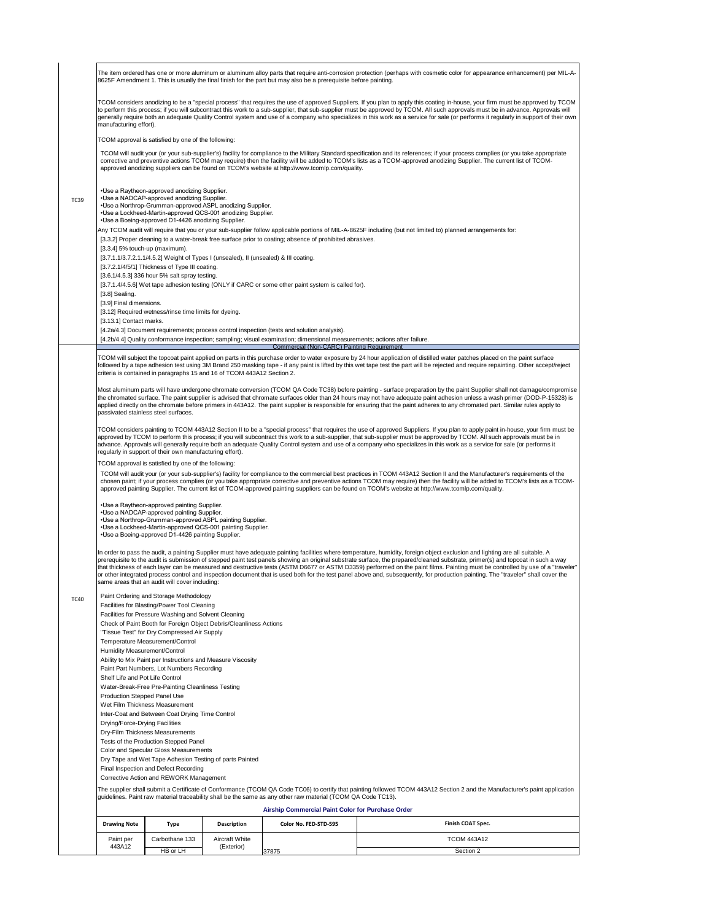**TC39**

The item ordered has one or more aluminum or aluminum alloy parts that require anti-corrosion protection (perhaps with cosmetic color for appearance enhancement) per MIL-A-8625F Amendment 1. This is usually the final finish for the part but may also be a prerequisite before painting.

TCOM considers anodizing to be a "special process" that requires the use of approved Suppliers. If you plan to apply this coating in-house, your firm must be approved by TCOM to perform this process; if you will subcontract this work to a sub-supplier, that sub-supplier must be approved by TCOM. All such approvals must be in advance. Approvals will generally require both an adequate Quality Control system and use of a company who specializes in this work as a service for sale (or performs it regularly in support of their own manufacturing effort).

TCOM approval is satisfied by one of the following:

TCOM will audit your (or your sub-supplier's) facility for compliance to the Military Standard specification and its references; if your process complies (or you take appropriate corrective and preventive actions TCOM may require) then the facility will be added to TCOM's lists as a TCOM-approved anodizing Supplier. The current list of TCOM-approved anodizing suppliers can be found on TCOM's website at http://www.tcomlp.com/quality.

- Use a Raytheon-approved anodizing Supplier.
- Use a NADCAP-approved anodizing Supplier.
- Use a Northrop-Grumman-approved ASPL anodizing Supplier.
- Use a Lockheed-Martin-approved QCS-001 anodizing Supplier.
- Use a Boeing-approved D1-4426 anodizing Supplier.

Any TCOM audit will require that you or your sub-supplier follow applicable portions of MIL-A-8625F including (but not limited to) planned arrangements for:

[3.3.2] Proper cleaning to a water-break free surface prior to coating; absence of prohibited abrasives.
[3.3.4] 5% touch-up (maximum).
[3.7.1.1/3.7.2.1.1/4.5.2] Weight of Types I (unsealed), II (unsealed) & III coating.
[3.7.2.1/4/5/1] Thickness of Type III coating.
[3.6.1/4.5.3] 336 hour 5% salt spray testing.
[3.7.1.4/4.5.6] Wet tape adhesion testing (ONLY if CARC or some other paint system is called for).
[3.8] Sealing.
[3.9] Final dimensions.
[3.12] Required wetness/rinse time limits for dyeing.
[3.13.1] Contact marks.
[4.2a/4.3] Document requirements; process control inspection (tests and solution analysis).
[4.2b/4.4] Quality conformance inspection; sampling; visual examination; dimensional measurements; actions after failure.

**TC40**

**Commercial (Non-CARC) Painting Requirement**

TCOM will subject the topcoat paint applied on parts in this purchase order to water exposure by 24 hour application of distilled water patches placed on the paint surface followed by a tape adhesion test using 3M Brand 250 masking tape - if any paint is lifted by this wet tape test the part will be rejected and require repainting. Other accept/reject criteria is contained in paragraphs 15 and 16 of TCOM 443A12 Section 2.

Most aluminum parts will have undergone chromate conversion (TCOM QA Code TC38) before painting - surface preparation by the paint Supplier shall not damage/compromise the chromated surface. The paint supplier is advised that chromate surfaces older than 24 hours may not have adequate paint adhesion unless a wash primer (DOD-P-15328) is applied directly on the chromate before primers in 443A12. The paint supplier is responsible for ensuring that the paint adheres to any chromated part. Similar rules apply to passivated stainless steel surfaces.

TCOM considers painting to TCOM 443A12 Section II to be a "special process" that requires the use of approved Suppliers. If you plan to apply paint in-house, your firm must be approved by TCOM to perform this process; if you will subcontract this work to a sub-supplier, that sub-supplier must be approved by TCOM. All such approvals must be in advance. Approvals will generally require both an adequate Quality Control system and use of a company who specializes in this work as a service for sale (or performs it regularly in support of their own manufacturing effort).

TCOM approval is satisfied by one of the following:

TCOM will audit your (or your sub-supplier's) facility for compliance to the commercial best practices in TCOM 443A12 Section II and the Manufacturer's requirements of the chosen paint; if your process complies (or you take appropriate corrective and preventive actions TCOM may require) then the facility will be added to TCOM's lists as a TCOM-approved painting Supplier. The current list of TCOM-approved painting suppliers can be found on TCOM's website at http://www.tcomlp.com/quality.

- Use a Raytheon-approved painting Supplier.
- Use a NADCAP-approved painting Supplier.
- Use a Northrop-Grumman-approved ASPL painting Supplier.
- Use a Lockheed-Martin-approved QCS-001 painting Supplier.
- Use a Boeing-approved D1-4426 painting Supplier.

In order to pass the audit, a painting Supplier must have adequate painting facilities where temperature, humidity, foreign object exclusion and lighting are all suitable. A prerequisite to the audit is submission of stepped paint test panels showing an original substrate surface, the prepared/cleaned substrate, primer(s) and topcoat in such a way that thickness of each layer can be measured and destructive tests (ASTM D6677 or ASTM D3359) performed on the paint films. Painting must be controlled by use of a "traveler" or other integrated process control and inspection document that is used both for the test panel above and, subsequently, for production painting. The "traveler" shall cover the same areas that an audit will cover including:

- Paint Ordering and Storage Methodology
- Facilities for Blasting/Power Tool Cleaning
- Facilities for Pressure Washing and Solvent Cleaning
- Check of Paint Booth for Foreign Object Debris/Cleanliness Actions
- "Tissue Test" for Dry Compressed Air Supply
- Temperature Measurement/Control
- Humidity Measurement/Control
- Ability to Mix Paint per Instructions and Measure Viscosity
- Paint Part Numbers, Lot Numbers Recording
- Shelf Life and Pot Life Control
- Water-Break-Free Pre-Painting Cleanliness Testing
- Production Stepped Panel Use
- Wet Film Thickness Measurement
- Inter-Coat and Between Coat Drying Time Control
- Drying/Force-Drying Facilities
- Dry-Film Thickness Measurements
- Tests of the Production Stepped Panel
- Color and Specular Gloss Measurements
- Dry Tape and Wet Tape Adhesion Testing of parts Painted
- Final Inspection and Defect Recording
- Corrective Action and REWORK Management

The supplier shall submit a Certificate of Conformance (TCOM QA Code TC06) to certify that painting followed TCOM 443A12 Section 2 and the Manufacturer's paint application guidelines. Paint raw material traceability shall be the same as any other raw material (TCOM QA Code TC13).

**Airship Commercial Paint Color for Purchase Order**

| Drawing Note | Type | Description | Color No. FED-STD-595 | Finish COAT Spec. |
|---|---|---|---|---|
| Paint per 443A12 | Carbothane 133 HB or LH | Aircraft White (Exterior) | 37875 | TCOM 443A12 Section 2 |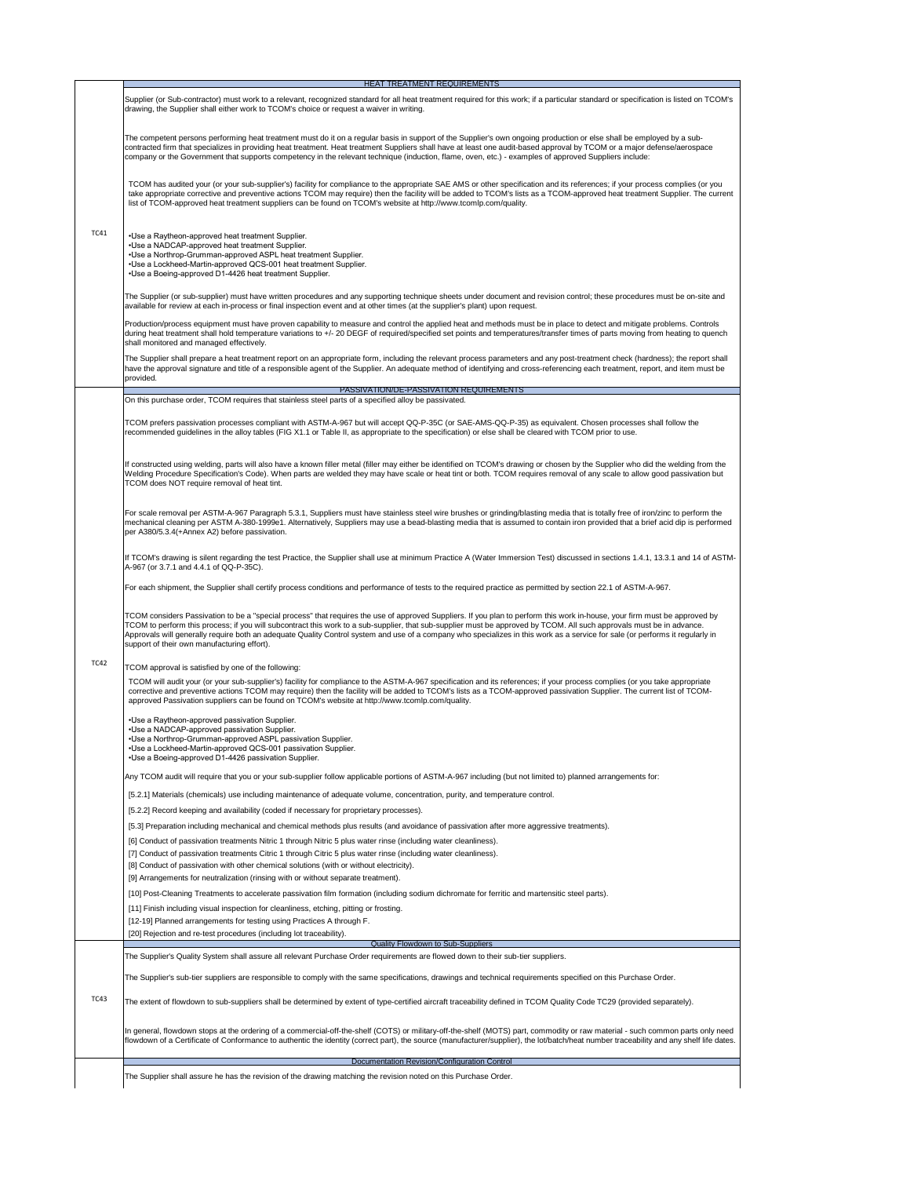## HEAT TREATMENT REQUIREMENTS

**TC41**

Supplier (or Sub-contractor) must work to a relevant, recognized standard for all heat treatment required for this work; if a particular standard or specification is listed on TCOM's drawing, the Supplier shall either work to TCOM's choice or request a waiver in writing.

The competent persons performing heat treatment must do it on a regular basis in support of the Supplier's own ongoing production or else shall be employed by a sub-contracted firm that specializes in providing heat treatment. Heat treatment Suppliers shall have at least one audit-based approval by TCOM or a major defense/aerospace company or the Government that supports competency in the relevant technique (induction, flame, oven, etc.) - examples of approved Suppliers include:

TCOM has audited your (or your sub-supplier's) facility for compliance to the appropriate SAE AMS or other specification and its references; if your process complies (or you take appropriate corrective and preventive actions TCOM may require) then the facility will be added to TCOM's lists as a TCOM-approved heat treatment Supplier. The current list of TCOM-approved heat treatment suppliers can be found on TCOM's website at http://www.tcomlp.com/quality.

- Use a Raytheon-approved heat treatment Supplier.
- Use a NADCAP-approved heat treatment Supplier.
- Use a Northrop-Grumman-approved ASPL heat treatment Supplier.
- Use a Lockheed-Martin-approved QCS-001 heat treatment Supplier.
- Use a Boeing-approved D1-4426 heat treatment Supplier.

The Supplier (or sub-supplier) must have written procedures and any supporting technique sheets under document and revision control; these procedures must be on-site and available for review at each in-process or final inspection event and at other times (at the supplier's plant) upon request.

Production/process equipment must have proven capability to measure and control the applied heat and methods must be in place to detect and mitigate problems. Controls during heat treatment shall hold temperature variations to +/- 20 DEGF of required/specified set points and temperatures/transfer times of parts moving from heating to quench shall monitored and managed effectively.

The Supplier shall prepare a heat treatment report on an appropriate form, including the relevant process parameters and any post-treatment check (hardness); the report shall have the approval signature and title of a responsible agent of the Supplier. An adequate method of identifying and cross-referencing each treatment, report, and item must be provided.

## PASSIVATION/DE-PASSIVATION REQUIREMENTS

**TC42**

On this purchase order, TCOM requires that stainless steel parts of a specified alloy be passivated.

TCOM prefers passivation processes compliant with ASTM-A-967 but will accept QQ-P-35C (or SAE-AMS-QQ-P-35) as equivalent. Chosen processes shall follow the recommended guidelines in the alloy tables (FIG X1.1 or Table II, as appropriate to the specification) or else shall be cleared with TCOM prior to use.

If constructed using welding, parts will also have a known filler metal (filler may either be identified on TCOM's drawing or chosen by the Supplier who did the welding from the Welding Procedure Specification's Code). When parts are welded they may have scale or heat tint or both. TCOM requires removal of any scale to allow good passivation but TCOM does NOT require removal of heat tint.

For scale removal per ASTM-A-967 Paragraph 5.3.1, Suppliers must have stainless steel wire brushes or grinding/blasting media that is totally free of iron/zinc to perform the mechanical cleaning per ASTM A-380-1999e1. Alternatively, Suppliers may use a bead-blasting media that is assumed to contain iron provided that a brief acid dip is performed per A380/5.3.4(+Annex A2) before passivation.

If TCOM's drawing is silent regarding the test Practice, the Supplier shall use at minimum Practice A (Water Immersion Test) discussed in sections 1.4.1, 13.3.1 and 14 of ASTM-A-967 (or 3.7.1 and 4.4.1 of QQ-P-35C).

For each shipment, the Supplier shall certify process conditions and performance of tests to the required practice as permitted by section 22.1 of ASTM-A-967.

TCOM considers Passivation to be a "special process" that requires the use of approved Suppliers. If you plan to perform this work in-house, your firm must be approved by TCOM to perform this process; if you will subcontract this work to a sub-supplier, that sub-supplier must be approved by TCOM. All such approvals must be in advance. Approvals will generally require both an adequate Quality Control system and use of a company who specializes in this work as a service for sale (or performs it regularly in support of their own manufacturing effort).

TCOM approval is satisfied by one of the following:

TCOM will audit your (or your sub-supplier's) facility for compliance to the ASTM-A-967 specification and its references; if your process complies (or you take appropriate corrective and preventive actions TCOM may require) then the facility will be added to TCOM's lists as a TCOM-approved passivation Supplier. The current list of TCOM-approved Passivation suppliers can be found on TCOM's website at http://www.tcomlp.com/quality.

- Use a Raytheon-approved passivation Supplier.
- Use a NADCAP-approved passivation Supplier.
- Use a Northrop-Grumman-approved ASPL passivation Supplier.
- Use a Lockheed-Martin-approved QCS-001 passivation Supplier.
- Use a Boeing-approved D1-4426 passivation Supplier.

Any TCOM audit will require that you or your sub-supplier follow applicable portions of ASTM-A-967 including (but not limited to) planned arrangements for:

[5.2.1] Materials (chemicals) use including maintenance of adequate volume, concentration, purity, and temperature control.

[5.2.2] Record keeping and availability (coded if necessary for proprietary processes).

[5.3] Preparation including mechanical and chemical methods plus results (and avoidance of passivation after more aggressive treatments).

[6] Conduct of passivation treatments Nitric 1 through Nitric 5 plus water rinse (including water cleanliness).

[7] Conduct of passivation treatments Citric 1 through Citric 5 plus water rinse (including water cleanliness).

[8] Conduct of passivation with other chemical solutions (with or without electricity).

[9] Arrangements for neutralization (rinsing with or without separate treatment).

[10] Post-Cleaning Treatments to accelerate passivation film formation (including sodium dichromate for ferritic and martensitic steel parts).

[11] Finish including visual inspection for cleanliness, etching, pitting or frosting.

[12-19] Planned arrangements for testing using Practices A through F.

[20] Rejection and re-test procedures (including lot traceability).

## Quality Flowdown to Sub-Suppliers

**TC43**

The Supplier's Quality System shall assure all relevant Purchase Order requirements are flowed down to their sub-tier suppliers.

The Supplier's sub-tier suppliers are responsible to comply with the same specifications, drawings and technical requirements specified on this Purchase Order.

The extent of flowdown to sub-suppliers shall be determined by extent of type-certified aircraft traceability defined in TCOM Quality Code TC29 (provided separately).

In general, flowdown stops at the ordering of a commercial-off-the-shelf (COTS) or military-off-the-shelf (MOTS) part, commodity or raw material - such common parts only need flowdown of a Certificate of Conformance to authentic the identity (correct part), the source (manufacturer/supplier), the lot/batch/heat number traceability and any shelf life dates.

## Documentation Revision/Configuration Control

The Supplier shall assure he has the revision of the drawing matching the revision noted on this Purchase Order.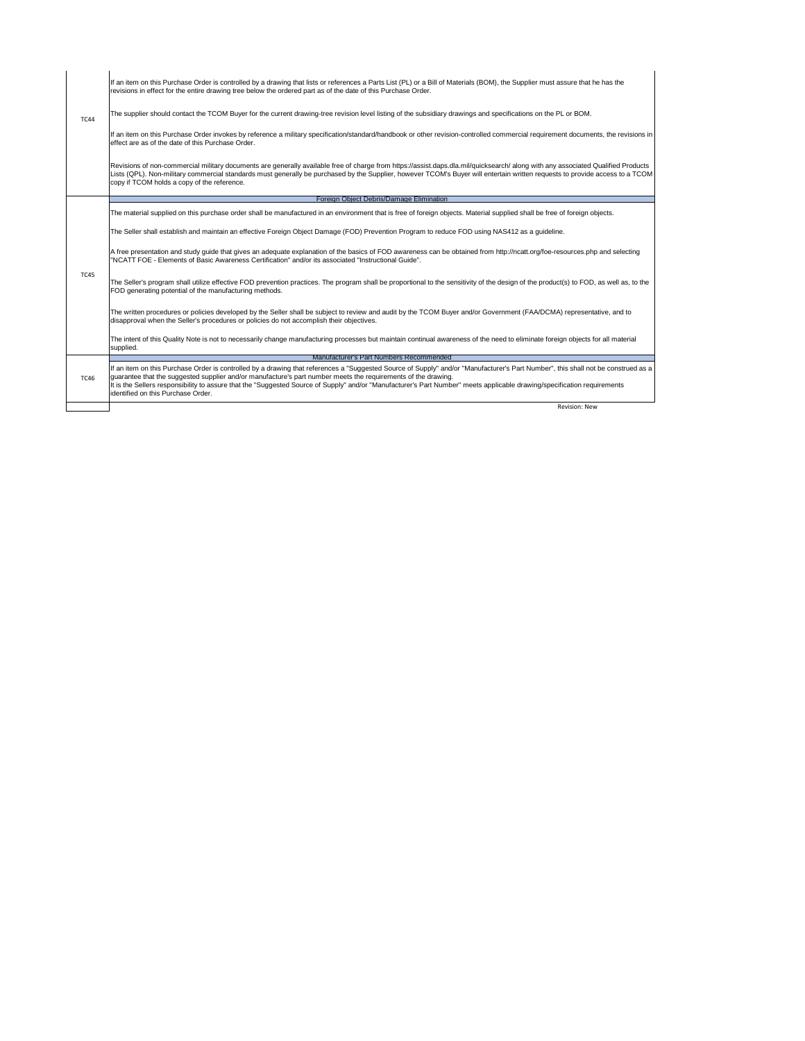| | |
|---|---|
| TC44 | If an item on this Purchase Order is controlled by a drawing that lists or references a Parts List (PL) or a Bill of Materials (BOM), the Supplier must assure that he has the revisions in effect for the entire drawing tree below the ordered part as of the date of this Purchase Order.<br><br>The supplier should contact the TCOM Buyer for the current drawing-tree revision level listing of the subsidiary drawings and specifications on the PL or BOM.<br><br>If an item on this Purchase Order invokes by reference a military specification/standard/handbook or other revision-controlled commercial requirement documents, the revisions in effect are as of the date of this Purchase Order.<br><br>Revisions of non-commercial military documents are generally available free of charge from https://assist.daps.dla.mil/quicksearch/ along with any associated Qualified Products Lists (QPL). Non-military commercial standards must generally be purchased by the Supplier, however TCOM's Buyer will entertain written requests to provide access to a TCOM copy if TCOM holds a copy of the reference. |
| | **Foreign Object Debris/Damage Elimination** |
| TC45 | The material supplied on this purchase order shall be manufactured in an environment that is free of foreign objects. Material supplied shall be free of foreign objects.<br><br>The Seller shall establish and maintain an effective Foreign Object Damage (FOD) Prevention Program to reduce FOD using NAS412 as a guideline.<br><br>A free presentation and study guide that gives an adequate explanation of the basics of FOD awareness can be obtained from http://ncatt.org/foe-resources.php and selecting "NCATT FOE - Elements of Basic Awareness Certification" and/or its associated "Instructional Guide".<br><br>The Seller's program shall utilize effective FOD prevention practices. The program shall be proportional to the sensitivity of the design of the product(s) to FOD, as well as, to the FOD generating potential of the manufacturing methods.<br><br>The written procedures or policies developed by the Seller shall be subject to review and audit by the TCOM Buyer and/or Government (FAA/DCMA) representative, and to disapproval when the Seller's procedures or policies do not accomplish their objectives.<br><br>The intent of this Quality Note is not to necessarily change manufacturing processes but maintain continual awareness of the need to eliminate foreign objects for all material supplied. |
| | **Manufacturer's Part Numbers Recommended** |
| TC46 | If an item on this Purchase Order is controlled by a drawing that references a "Suggested Source of Supply" and/or "Manufacturer's Part Number", this shall not be construed as a guarantee that the suggested supplier and/or manufacture's part number meets the requirements of the drawing.<br>It is the Sellers responsibility to assure that the "Suggested Source of Supply" and/or "Manufacturer's Part Number" meets applicable drawing/specification requirements identified on this Purchase Order. |

Revision: New